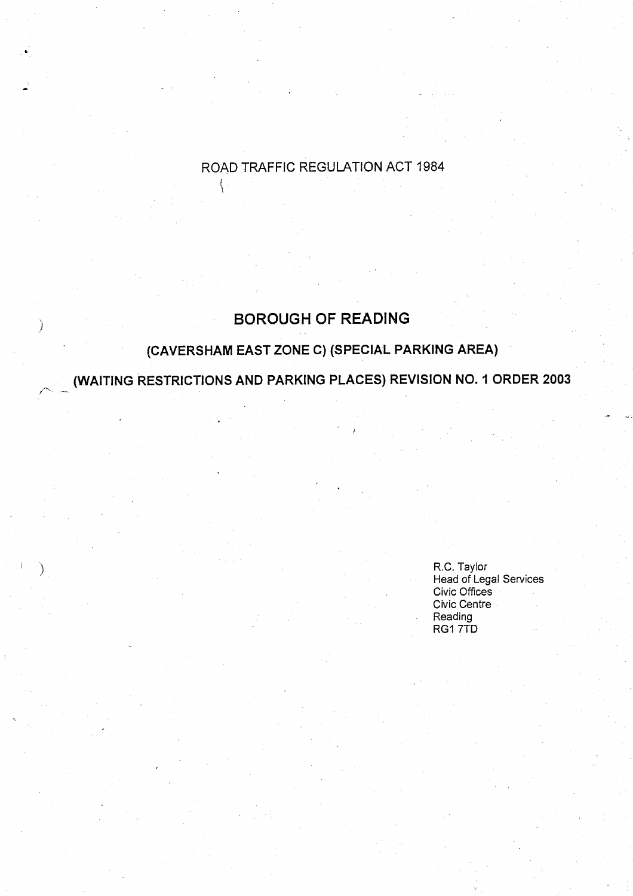ROAD TRAFFIC REGULATION ACT 1984

# BOROUGH OF READING

## (CAVERSHAM EAST ZONE C) (SPECIAL PARKING AREA)

## (WAITING RESTRICTIONS AND PARKING PLACES) REVISION NO. 1 ORDER 2003

R.C. Taylor
Head of Legal Services
Civic Offices
Civic Centre
Reading
RG1 7TD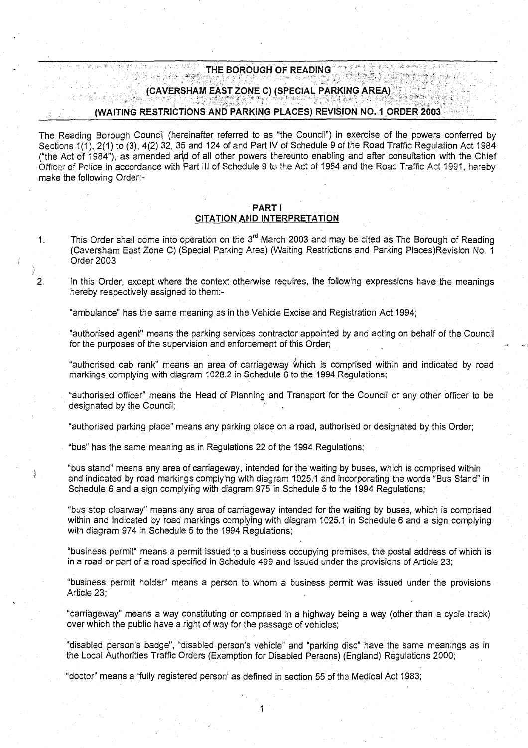# THE BOROUGH OF READING

## (CAVERSHAM EAST ZONE C) (SPECIAL PARKING AREA)

## (WAITING RESTRICTIONS AND PARKING PLACES) REVISION NO. 1 ORDER 2003

The Reading Borough Council (hereinafter referred to as "the Council") in exercise of the powers conferred by Sections 1(1), 2(1) to (3), 4(2) 32, 35 and 124 of and Part IV of Schedule 9 of the Road Traffic Regulation Act 1984 ("the Act of 1984"), as amended and of all other powers thereunto enabling and after consultation with the Chief Officer of Police in accordance with Part III of Schedule 9 to the Act of 1984 and the Road Traffic Act 1991, hereby make the following Order:-

### PART I
### CITATION AND INTERPRETATION

1. This Order shall come into operation on the 3rd March 2003 and may be cited as The Borough of Reading (Caversham East Zone C) (Special Parking Area) (Waiting Restrictions and Parking Places)Revision No. 1 Order 2003

2. In this Order, except where the context otherwise requires, the following expressions have the meanings hereby respectively assigned to them:-

   "ambulance" has the same meaning as in the Vehicle Excise and Registration Act 1994;

   "authorised agent" means the parking services contractor appointed by and acting on behalf of the Council for the purposes of the supervision and enforcement of this Order;

   "authorised cab rank" means an area of carriageway which is comprised within and indicated by road markings complying with diagram 1028.2 in Schedule 6 to the 1994 Regulations;

   "authorised officer" means the Head of Planning and Transport for the Council or any other officer to be designated by the Council;

   "authorised parking place" means any parking place on a road, authorised or designated by this Order;

   "bus" has the same meaning as in Regulations 22 of the 1994 Regulations;

   "bus stand" means any area of carriageway, intended for the waiting by buses, which is comprised within and indicated by road markings complying with diagram 1025.1 and incorporating the words "Bus Stand" in Schedule 6 and a sign complying with diagram 975 in Schedule 5 to the 1994 Regulations;

   "bus stop clearway" means any area of carriageway intended for the waiting by buses, which is comprised within and indicated by road markings complying with diagram 1025.1 in Schedule 6 and a sign complying with diagram 974 in Schedule 5 to the 1994 Regulations;

   "business permit" means a permit issued to a business occupying premises, the postal address of which is in a road or part of a road specified in Schedule 499 and issued under the provisions of Article 23;

   "business permit holder" means a person to whom a business permit was issued under the provisions Article 23;

   "carriageway" means a way constituting or comprised in a highway being a way (other than a cycle track) over which the public have a right of way for the passage of vehicles;

   "disabled person's badge", "disabled person's vehicle" and "parking disc" have the same meanings as in the Local Authorities Traffic Orders (Exemption for Disabled Persons) (England) Regulations 2000;

   "doctor" means a 'fully registered person' as defined in section 55 of the Medical Act 1983;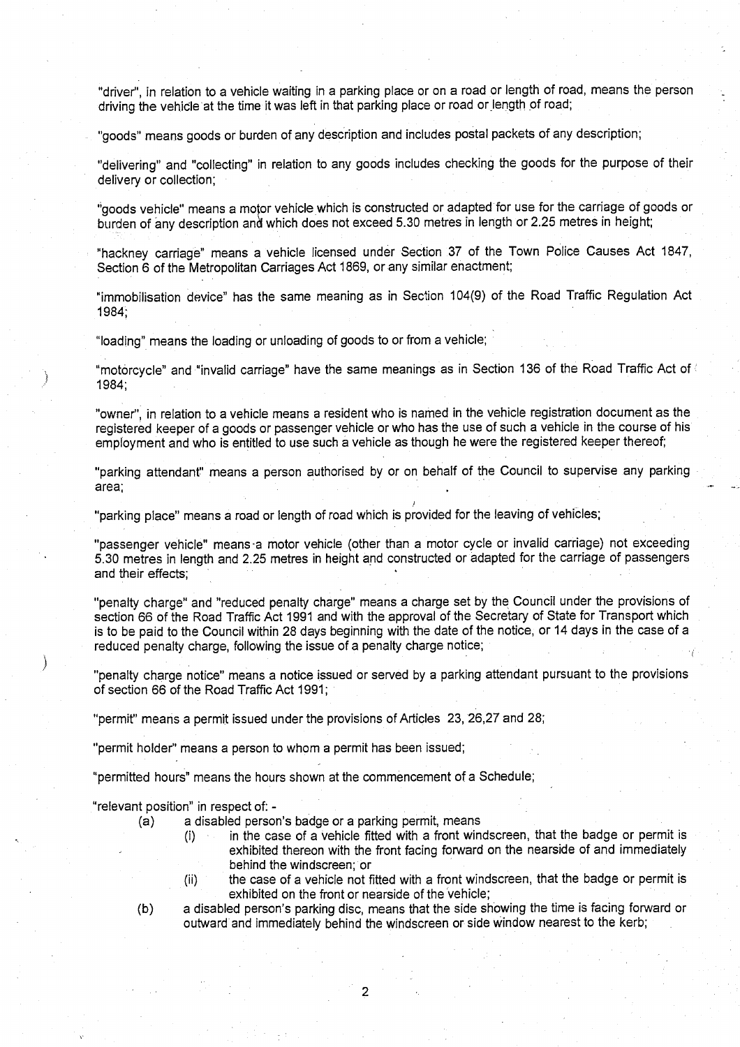"driver", in relation to a vehicle waiting in a parking place or on a road or length of road, means the person driving the vehicle at the time it was left in that parking place or road or length of road;

"goods" means goods or burden of any description and includes postal packets of any description;

"delivering" and "collecting" in relation to any goods includes checking the goods for the purpose of their delivery or collection;

"goods vehicle" means a motor vehicle which is constructed or adapted for use for the carriage of goods or burden of any description and which does not exceed 5.30 metres in length or 2.25 metres in height;

"hackney carriage" means a vehicle licensed under Section 37 of the Town Police Causes Act 1847, Section 6 of the Metropolitan Carriages Act 1869, or any similar enactment;

"immobilisation device" has the same meaning as in Section 104(9) of the Road Traffic Regulation Act 1984;

"loading" means the loading or unloading of goods to or from a vehicle;

"motorcycle" and "invalid carriage" have the same meanings as in Section 136 of the Road Traffic Act of 1984;

"owner", in relation to a vehicle means a resident who is named in the vehicle registration document as the registered keeper of a goods or passenger vehicle or who has the use of such a vehicle in the course of his employment and who is entitled to use such a vehicle as though he were the registered keeper thereof;

"parking attendant" means a person authorised by or on behalf of the Council to supervise any parking area;

"parking place" means a road or length of road which is provided for the leaving of vehicles;

"passenger vehicle" means a motor vehicle (other than a motor cycle or invalid carriage) not exceeding 5.30 metres in length and 2.25 metres in height and constructed or adapted for the carriage of passengers and their effects;

"penalty charge" and "reduced penalty charge" means a charge set by the Council under the provisions of section 66 of the Road Traffic Act 1991 and with the approval of the Secretary of State for Transport which is to be paid to the Council within 28 days beginning with the date of the notice, or 14 days in the case of a reduced penalty charge, following the issue of a penalty charge notice;

"penalty charge notice" means a notice issued or served by a parking attendant pursuant to the provisions of section 66 of the Road Traffic Act 1991;

"permit" means a permit issued under the provisions of Articles 23, 26,27 and 28;

"permit holder" means a person to whom a permit has been issued;

"permitted hours" means the hours shown at the commencement of a Schedule;

"relevant position" in respect of: -

(a) a disabled person's badge or a parking permit, means

  (i) in the case of a vehicle fitted with a front windscreen, that the badge or permit is exhibited thereon with the front facing forward on the nearside of and immediately behind the windscreen; or

  (ii) the case of a vehicle not fitted with a front windscreen, that the badge or permit is exhibited on the front or nearside of the vehicle;

(b) a disabled person's parking disc, means that the side showing the time is facing forward or outward and immediately behind the windscreen or side window nearest to the kerb;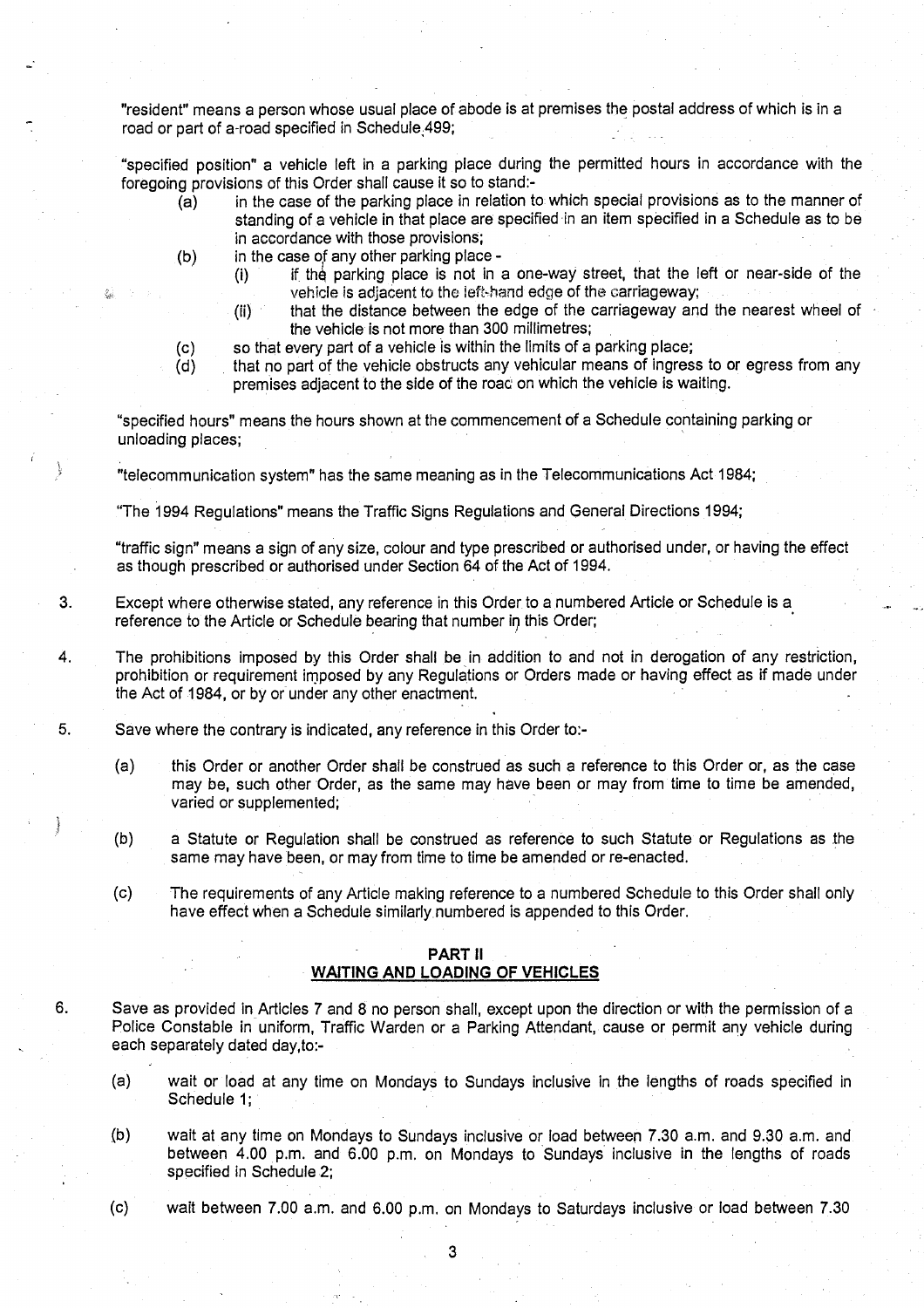"resident" means a person whose usual place of abode is at premises the postal address of which is in a road or part of a road specified in Schedule 499;

"specified position" a vehicle left in a parking place during the permitted hours in accordance with the foregoing provisions of this Order shall cause it so to stand:-

- (a) in the case of the parking place in relation to which special provisions as to the manner of standing of a vehicle in that place are specified in an item specified in a Schedule as to be in accordance with those provisions;
- (b) in the case of any other parking place -
  - (i) if the parking place is not in a one-way street, that the left or near-side of the vehicle is adjacent to the left-hand edge of the carriageway;
  - (ii) that the distance between the edge of the carriageway and the nearest wheel of the vehicle is not more than 300 millimetres;
- (c) so that every part of a vehicle is within the limits of a parking place;
- (d) that no part of the vehicle obstructs any vehicular means of ingress to or egress from any premises adjacent to the side of the road on which the vehicle is waiting.

"specified hours" means the hours shown at the commencement of a Schedule containing parking or unloading places;

"telecommunication system" has the same meaning as in the Telecommunications Act 1984;

"The 1994 Regulations" means the Traffic Signs Regulations and General Directions 1994;

"traffic sign" means a sign of any size, colour and type prescribed or authorised under, or having the effect as though prescribed or authorised under Section 64 of the Act of 1994.

3. Except where otherwise stated, any reference in this Order to a numbered Article or Schedule is a reference to the Article or Schedule bearing that number in this Order;

4. The prohibitions imposed by this Order shall be in addition to and not in derogation of any restriction, prohibition or requirement imposed by any Regulations or Orders made or having effect as if made under the Act of 1984, or by or under any other enactment.

5. Save where the contrary is indicated, any reference in this Order to:-

   (a) this Order or another Order shall be construed as such a reference to this Order or, as the case may be, such other Order, as the same may have been or may from time to time be amended, varied or supplemented;

   (b) a Statute or Regulation shall be construed as reference to such Statute or Regulations as the same may have been, or may from time to time be amended or re-enacted.

   (c) The requirements of any Article making reference to a numbered Schedule to this Order shall only have effect when a Schedule similarly numbered is appended to this Order.

## PART II
## WAITING AND LOADING OF VEHICLES

6. Save as provided in Articles 7 and 8 no person shall, except upon the direction or with the permission of a Police Constable in uniform, Traffic Warden or a Parking Attendant, cause or permit any vehicle during each separately dated day,to:-

   (a) wait or load at any time on Mondays to Sundays inclusive in the lengths of roads specified in Schedule 1;

   (b) wait at any time on Mondays to Sundays inclusive or load between 7.30 a.m. and 9.30 a.m. and between 4.00 p.m. and 6.00 p.m. on Mondays to Sundays inclusive in the lengths of roads specified in Schedule 2;

   (c) wait between 7.00 a.m. and 6.00 p.m. on Mondays to Saturdays inclusive or load between 7.30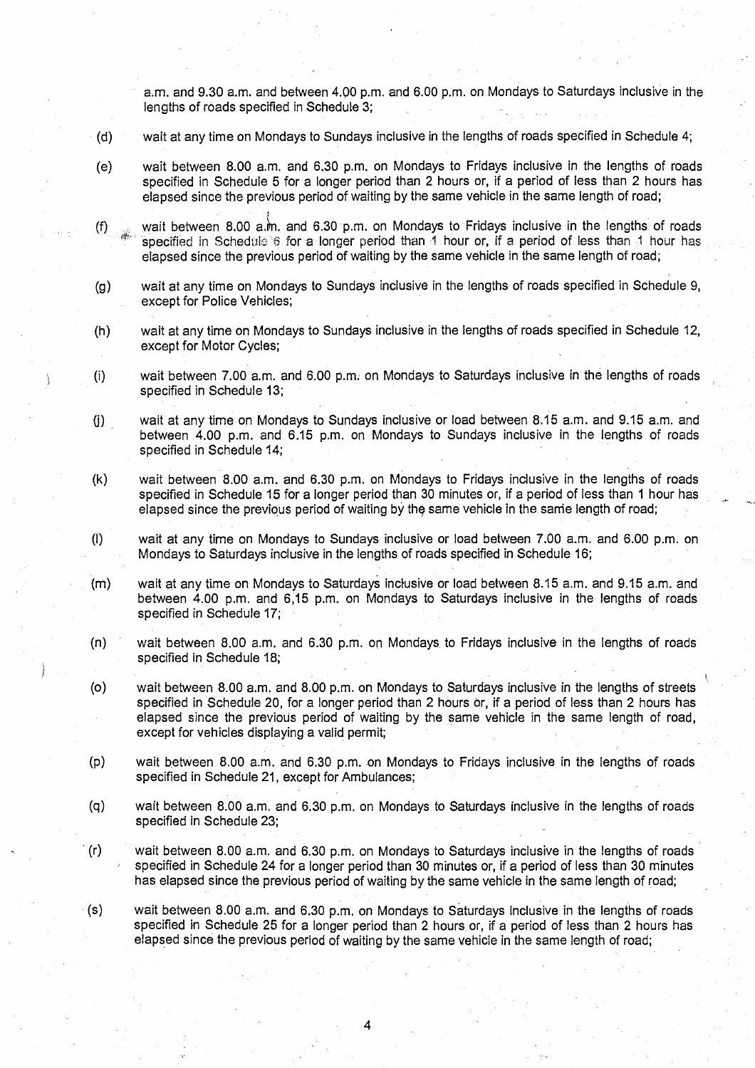a.m. and 9.30 a.m. and between 4.00 p.m. and 6.00 p.m. on Mondays to Saturdays inclusive in the lengths of roads specified in Schedule 3;

(d) wait at any time on Mondays to Sundays inclusive in the lengths of roads specified in Schedule 4;

(e) wait between 8.00 a.m. and 6.30 p.m. on Mondays to Fridays inclusive in the lengths of roads specified in Schedule 5 for a longer period than 2 hours or, if a period of less than 2 hours has elapsed since the previous period of waiting by the same vehicle in the same length of road;

(f) wait between 8.00 a.m. and 6.30 p.m. on Mondays to Fridays inclusive in the lengths of roads specified in Schedule 6 for a longer period than 1 hour or, if a period of less than 1 hour has elapsed since the previous period of waiting by the same vehicle in the same length of road;

(g) wait at any time on Mondays to Sundays inclusive in the lengths of roads specified in Schedule 9, except for Police Vehicles;

(h) wait at any time on Mondays to Sundays inclusive in the lengths of roads specified in Schedule 12, except for Motor Cycles;

(i) wait between 7.00 a.m. and 6.00 p.m. on Mondays to Saturdays inclusive in the lengths of roads specified in Schedule 13;

(j) wait at any time on Mondays to Sundays inclusive or load between 8.15 a.m. and 9.15 a.m. and between 4.00 p.m. and 6.15 p.m. on Mondays to Sundays inclusive in the lengths of roads specified in Schedule 14;

(k) wait between 8.00 a.m. and 6.30 p.m. on Mondays to Fridays inclusive in the lengths of roads specified in Schedule 15 for a longer period than 30 minutes or, if a period of less than 1 hour has elapsed since the previous period of waiting by the same vehicle in the same length of road;

(l) wait at any time on Mondays to Sundays inclusive or load between 7.00 a.m. and 6.00 p.m. on Mondays to Saturdays inclusive in the lengths of roads specified in Schedule 16;

(m) wait at any time on Mondays to Saturdays inclusive or load between 8.15 a.m. and 9.15 a.m. and between 4.00 p.m. and 6,15 p.m. on Mondays to Saturdays inclusive in the lengths of roads specified in Schedule 17;

(n) wait between 8.00 a.m. and 6.30 p.m. on Mondays to Fridays inclusive in the lengths of roads specified in Schedule 18;

(o) wait between 8.00 a.m. and 8.00 p.m. on Mondays to Saturdays inclusive in the lengths of streets specified in Schedule 20, for a longer period than 2 hours or, if a period of less than 2 hours has elapsed since the previous period of waiting by the same vehicle in the same length of road, except for vehicles displaying a valid permit;

(p) wait between 8.00 a.m. and 6.30 p.m. on Mondays to Fridays inclusive in the lengths of roads specified in Schedule 21, except for Ambulances;

(q) wait between 8.00 a.m. and 6.30 p.m. on Mondays to Saturdays inclusive in the lengths of roads specified in Schedule 23;

(r) wait between 8.00 a.m. and 6.30 p.m. on Mondays to Saturdays inclusive in the lengths of roads specified in Schedule 24 for a longer period than 30 minutes or, if a period of less than 30 minutes has elapsed since the previous period of waiting by the same vehicle in the same length of road;

(s) wait between 8.00 a.m. and 6.30 p.m. on Mondays to Saturdays inclusive in the lengths of roads specified in Schedule 25 for a longer period than 2 hours or, if a period of less than 2 hours has elapsed since the previous period of waiting by the same vehicle in the same length of road;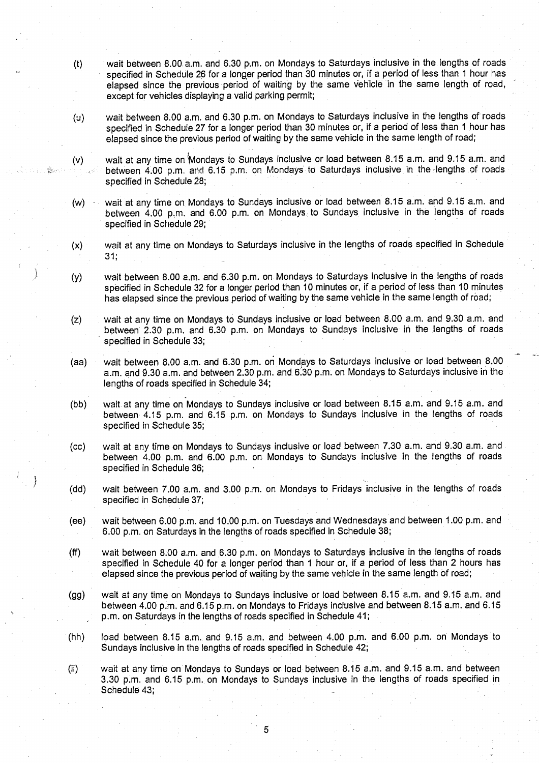(t) wait between 8.00 a.m. and 6.30 p.m. on Mondays to Saturdays inclusive in the lengths of roads specified in Schedule 26 for a longer period than 30 minutes or, if a period of less than 1 hour has elapsed since the previous period of waiting by the same vehicle in the same length of road, except for vehicles displaying a valid parking permit;

(u) wait between 8.00 a.m. and 6.30 p.m. on Mondays to Saturdays inclusive in the lengths of roads specified in Schedule 27 for a longer period than 30 minutes or, if a period of less than 1 hour has elapsed since the previous period of waiting by the same vehicle in the same length of road;

(v) wait at any time on Mondays to Sundays inclusive or load between 8.15 a.m. and 9.15 a.m. and between 4.00 p.m. and 6.15 p.m. on Mondays to Saturdays inclusive in the lengths of roads specified in Schedule 28;

(w) wait at any time on Mondays to Sundays inclusive or load between 8.15 a.m. and 9.15 a.m. and between 4.00 p.m. and 6.00 p.m. on Mondays to Sundays inclusive in the lengths of roads specified in Schedule 29;

(x) wait at any time on Mondays to Saturdays inclusive in the lengths of roads specified in Schedule 31;

(y) wait between 8.00 a.m. and 6.30 p.m. on Mondays to Saturdays inclusive in the lengths of roads specified in Schedule 32 for a longer period than 10 minutes or, if a period of less than 10 minutes has elapsed since the previous period of waiting by the same vehicle in the same length of road;

(z) wait at any time on Mondays to Sundays inclusive or load between 8.00 a.m. and 9.30 a.m. and between 2.30 p.m. and 6.30 p.m. on Mondays to Sundays inclusive in the lengths of roads specified in Schedule 33;

(aa) wait between 8.00 a.m. and 6.30 p.m. on Mondays to Saturdays inclusive or load between 8.00 a.m. and 9.30 a.m. and between 2.30 p.m. and 6.30 p.m. on Mondays to Saturdays inclusive in the lengths of roads specified in Schedule 34;

(bb) wait at any time on Mondays to Sundays inclusive or load between 8.15 a.m. and 9.15 a.m. and between 4.15 p.m. and 6.15 p.m. on Mondays to Sundays inclusive in the lengths of roads specified in Schedule 35;

(cc) wait at any time on Mondays to Sundays inclusive or load between 7.30 a.m. and 9.30 a.m. and between 4.00 p.m. and 6.00 p.m. on Mondays to Sundays inclusive in the lengths of roads specified in Schedule 36;

(dd) wait between 7.00 a.m. and 3.00 p.m. on Mondays to Fridays inclusive in the lengths of roads specified in Schedule 37;

(ee) wait between 6.00 p.m. and 10.00 p.m. on Tuesdays and Wednesdays and between 1.00 p.m. and 6.00 p.m. on Saturdays in the lengths of roads specified in Schedule 38;

(ff) wait between 8.00 a.m. and 6.30 p.m. on Mondays to Saturdays inclusive in the lengths of roads specified in Schedule 40 for a longer period than 1 hour or, if a period of less than 2 hours has elapsed since the previous period of waiting by the same vehicle in the same length of road;

(gg) wait at any time on Mondays to Sundays inclusive or load between 8.15 a.m. and 9.15 a.m. and between 4.00 p.m. and 6.15 p.m. on Mondays to Fridays inclusive and between 8.15 a.m. and 6.15 p.m. on Saturdays in the lengths of roads specified in Schedule 41;

(hh) load between 8.15 a.m. and 9.15 a.m. and between 4.00 p.m. and 6.00 p.m. on Mondays to Sundays inclusive in the lengths of roads specified in Schedule 42;

(ii) wait at any time on Mondays to Sundays or load between 8.15 a.m. and 9.15 a.m. and between 3.30 p.m. and 6.15 p.m. on Mondays to Sundays inclusive in the lengths of roads specified in Schedule 43;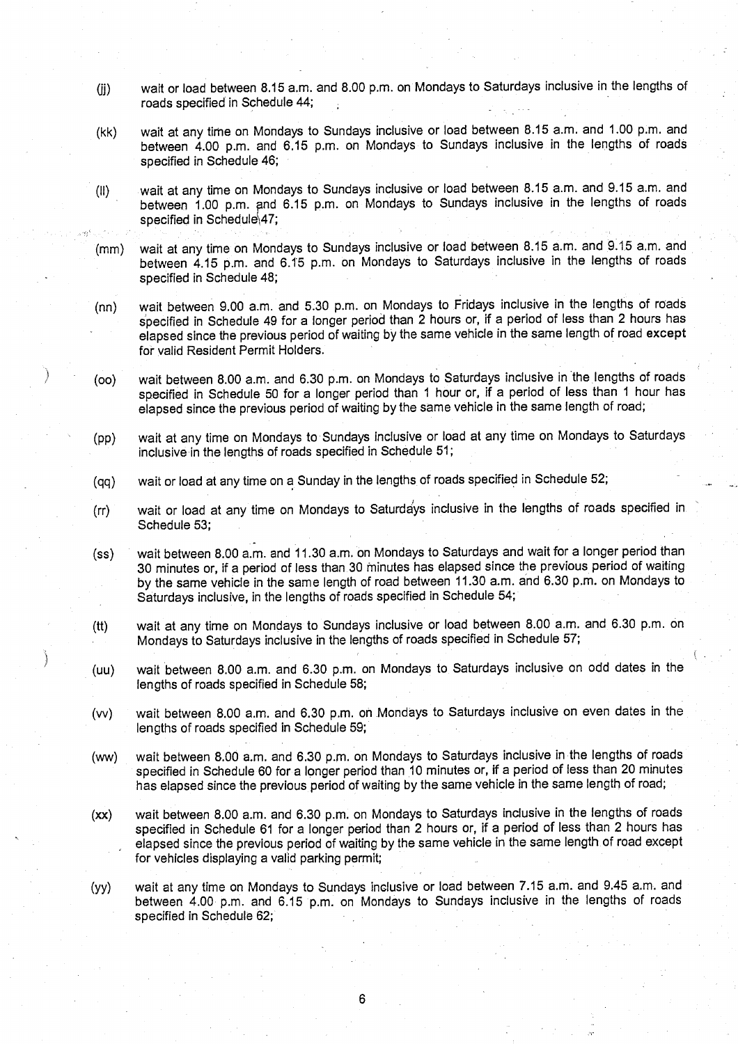(jj) wait or load between 8.15 a.m. and 8.00 p.m. on Mondays to Saturdays inclusive in the lengths of roads specified in Schedule 44;

(kk) wait at any time on Mondays to Sundays inclusive or load between 8.15 a.m. and 1.00 p.m. and between 4.00 p.m. and 6.15 p.m. on Mondays to Sundays inclusive in the lengths of roads specified in Schedule 46;

(ll) wait at any time on Mondays to Sundays inclusive or load between 8.15 a.m. and 9.15 a.m. and between 1.00 p.m. and 6.15 p.m. on Mondays to Sundays inclusive in the lengths of roads specified in Schedule 47;

(mm) wait at any time on Mondays to Sundays inclusive or load between 8.15 a.m. and 9.15 a.m. and between 4.15 p.m. and 6.15 p.m. on Mondays to Saturdays inclusive in the lengths of roads specified in Schedule 48;

(nn) wait between 9.00 a.m. and 5.30 p.m. on Mondays to Fridays inclusive in the lengths of roads specified in Schedule 49 for a longer period than 2 hours or, if a period of less than 2 hours has elapsed since the previous period of waiting by the same vehicle in the same length of road **except** for valid Resident Permit Holders.

(oo) wait between 8.00 a.m. and 6.30 p.m. on Mondays to Saturdays inclusive in the lengths of roads specified in Schedule 50 for a longer period than 1 hour or, if a period of less than 1 hour has elapsed since the previous period of waiting by the same vehicle in the same length of road;

(pp) wait at any time on Mondays to Sundays inclusive or load at any time on Mondays to Saturdays inclusive in the lengths of roads specified in Schedule 51;

(qq) wait or load at any time on a Sunday in the lengths of roads specified in Schedule 52;

(rr) wait or load at any time on Mondays to Saturdays inclusive in the lengths of roads specified in Schedule 53;

(ss) wait between 8.00 a.m. and 11.30 a.m. on Mondays to Saturdays and wait for a longer period than 30 minutes or, if a period of less than 30 minutes has elapsed since the previous period of waiting by the same vehicle in the same length of road between 11.30 a.m. and 6.30 p.m. on Mondays to Saturdays inclusive, in the lengths of roads specified in Schedule 54;

(tt) wait at any time on Mondays to Sundays inclusive or load between 8.00 a.m. and 6.30 p.m. on Mondays to Saturdays inclusive in the lengths of roads specified in Schedule 57;

(uu) wait between 8.00 a.m. and 6.30 p.m. on Mondays to Saturdays inclusive on odd dates in the lengths of roads specified in Schedule 58;

(vv) wait between 8.00 a.m. and 6.30 p.m. on Mondays to Saturdays inclusive on even dates in the lengths of roads specified in Schedule 59;

(ww) wait between 8.00 a.m. and 6.30 p.m. on Mondays to Saturdays inclusive in the lengths of roads specified in Schedule 60 for a longer period than 10 minutes or, if a period of less than 20 minutes has elapsed since the previous period of waiting by the same vehicle in the same length of road;

(xx) wait between 8.00 a.m. and 6.30 p.m. on Mondays to Saturdays inclusive in the lengths of roads specified in Schedule 61 for a longer period than 2 hours or, if a period of less than 2 hours has elapsed since the previous period of waiting by the same vehicle in the same length of road except for vehicles displaying a valid parking permit;

(yy) wait at any time on Mondays to Sundays inclusive or load between 7.15 a.m. and 9.45 a.m. and between 4.00 p.m. and 6.15 p.m. on Mondays to Sundays inclusive in the lengths of roads specified in Schedule 62;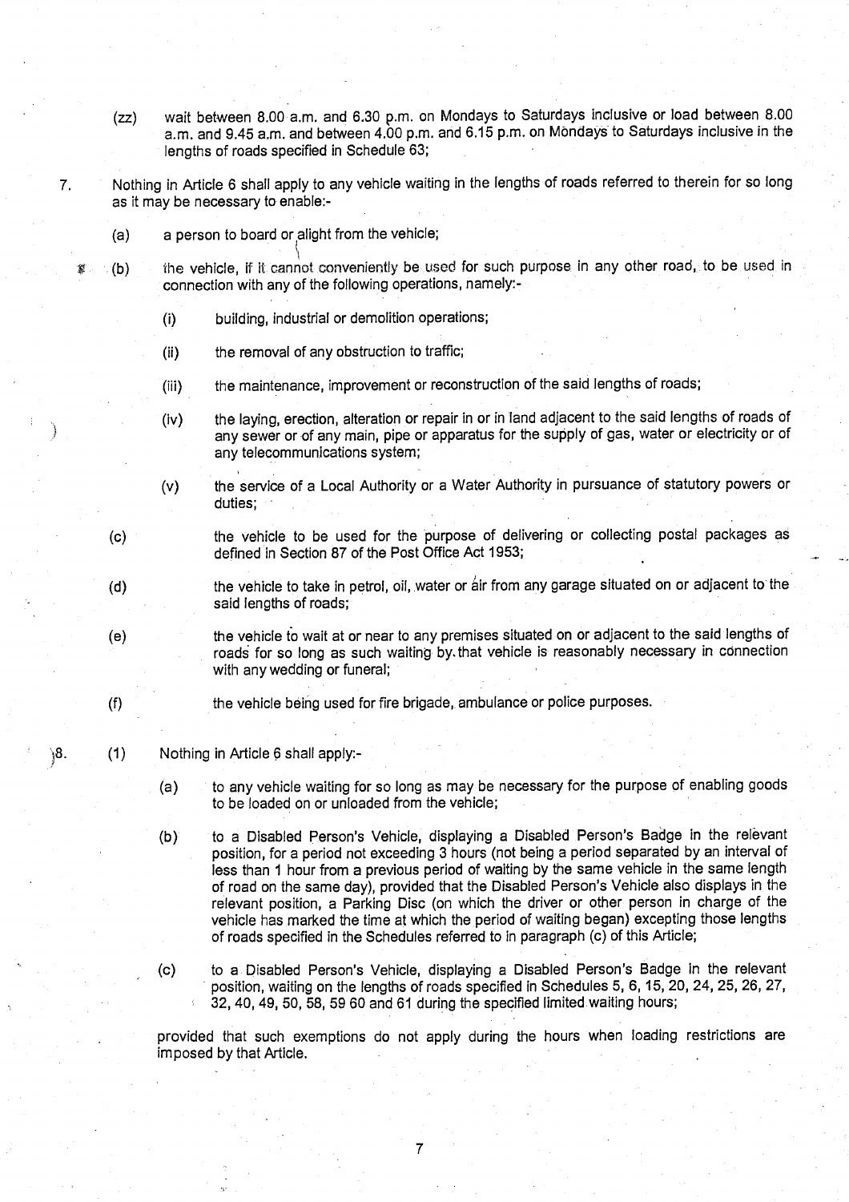(zz) wait between 8.00 a.m. and 6.30 p.m. on Mondays to Saturdays inclusive or load between 8.00 a.m. and 9.45 a.m. and between 4.00 p.m. and 6.15 p.m. on Mondays to Saturdays inclusive in the lengths of roads specified in Schedule 63;

7. Nothing in Article 6 shall apply to any vehicle waiting in the lengths of roads referred to therein for so long as it may be necessary to enable:-

   (a) a person to board or alight from the vehicle;

   (b) the vehicle, if it cannot conveniently be used for such purpose in any other road, to be used in connection with any of the following operations, namely:-

      (i) building, industrial or demolition operations;

      (ii) the removal of any obstruction to traffic;

      (iii) the maintenance, improvement or reconstruction of the said lengths of roads;

      (iv) the laying, erection, alteration or repair in or in land adjacent to the said lengths of roads of any sewer or of any main, pipe or apparatus for the supply of gas, water or electricity or of any telecommunications system;

      (v) the service of a Local Authority or a Water Authority in pursuance of statutory powers or duties;

   (c) the vehicle to be used for the purpose of delivering or collecting postal packages as defined in Section 87 of the Post Office Act 1953;

   (d) the vehicle to take in petrol, oil, water or air from any garage situated on or adjacent to the said lengths of roads;

   (e) the vehicle to wait at or near to any premises situated on or adjacent to the said lengths of roads for so long as such waiting by that vehicle is reasonably necessary in connection with any wedding or funeral;

   (f) the vehicle being used for fire brigade, ambulance or police purposes.

8. (1) Nothing in Article 6 shall apply:-

   (a) to any vehicle waiting for so long as may be necessary for the purpose of enabling goods to be loaded on or unloaded from the vehicle;

   (b) to a Disabled Person's Vehicle, displaying a Disabled Person's Badge in the relevant position, for a period not exceeding 3 hours (not being a period separated by an interval of less than 1 hour from a previous period of waiting by the same vehicle in the same length of road on the same day), provided that the Disabled Person's Vehicle also displays in the relevant position, a Parking Disc (on which the driver or other person in charge of the vehicle has marked the time at which the period of waiting began) excepting those lengths of roads specified in the Schedules referred to in paragraph (c) of this Article;

   (c) to a Disabled Person's Vehicle, displaying a Disabled Person's Badge in the relevant position, waiting on the lengths of roads specified in Schedules 5, 6, 15, 20, 24, 25, 26, 27, 32, 40, 49, 50, 58, 59 60 and 61 during the specified limited waiting hours;

   provided that such exemptions do not apply during the hours when loading restrictions are imposed by that Article.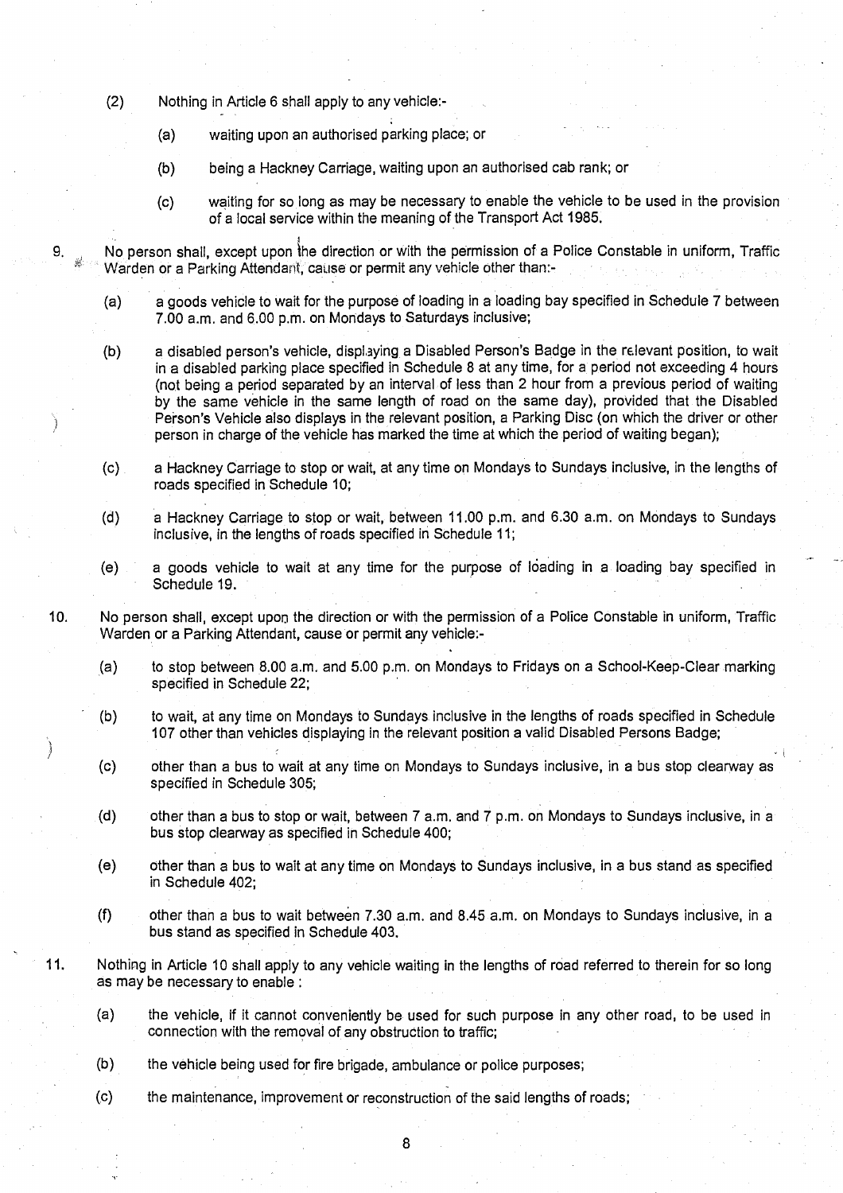(2) Nothing in Article 6 shall apply to any vehicle:-

  (a) waiting upon an authorised parking place; or

  (b) being a Hackney Carriage, waiting upon an authorised cab rank; or

  (c) waiting for so long as may be necessary to enable the vehicle to be used in the provision of a local service within the meaning of the Transport Act 1985.

9. No person shall, except upon the direction or with the permission of a Police Constable in uniform, Traffic Warden or a Parking Attendant, cause or permit any vehicle other than:-

  (a) a goods vehicle to wait for the purpose of loading in a loading bay specified in Schedule 7 between 7.00 a.m. and 6.00 p.m. on Mondays to Saturdays inclusive;

  (b) a disabled person's vehicle, displaying a Disabled Person's Badge in the relevant position, to wait in a disabled parking place specified in Schedule 8 at any time, for a period not exceeding 4 hours (not being a period separated by an interval of less than 2 hour from a previous period of waiting by the same vehicle in the same length of road on the same day), provided that the Disabled Person's Vehicle also displays in the relevant position, a Parking Disc (on which the driver or other person in charge of the vehicle has marked the time at which the period of waiting began);

  (c) a Hackney Carriage to stop or wait, at any time on Mondays to Sundays inclusive, in the lengths of roads specified in Schedule 10;

  (d) a Hackney Carriage to stop or wait, between 11.00 p.m. and 6.30 a.m. on Mondays to Sundays inclusive, in the lengths of roads specified in Schedule 11;

  (e) a goods vehicle to wait at any time for the purpose of loading in a loading bay specified in Schedule 19.

10. No person shall, except upon the direction or with the permission of a Police Constable in uniform, Traffic Warden or a Parking Attendant, cause or permit any vehicle:-

  (a) to stop between 8.00 a.m. and 5.00 p.m. on Mondays to Fridays on a School-Keep-Clear marking specified in Schedule 22;

  (b) to wait, at any time on Mondays to Sundays inclusive in the lengths of roads specified in Schedule 107 other than vehicles displaying in the relevant position a valid Disabled Persons Badge;

  (c) other than a bus to wait at any time on Mondays to Sundays inclusive, in a bus stop clearway as specified in Schedule 305;

  (d) other than a bus to stop or wait, between 7 a.m. and 7 p.m. on Mondays to Sundays inclusive, in a bus stop clearway as specified in Schedule 400;

  (e) other than a bus to wait at any time on Mondays to Sundays inclusive, in a bus stand as specified in Schedule 402;

  (f) other than a bus to wait between 7.30 a.m. and 8.45 a.m. on Mondays to Sundays inclusive, in a bus stand as specified in Schedule 403.

11. Nothing in Article 10 shall apply to any vehicle waiting in the lengths of road referred to therein for so long as may be necessary to enable :

  (a) the vehicle, if it cannot conveniently be used for such purpose in any other road, to be used in connection with the removal of any obstruction to traffic;

  (b) the vehicle being used for fire brigade, ambulance or police purposes;

  (c) the maintenance, improvement or reconstruction of the said lengths of roads;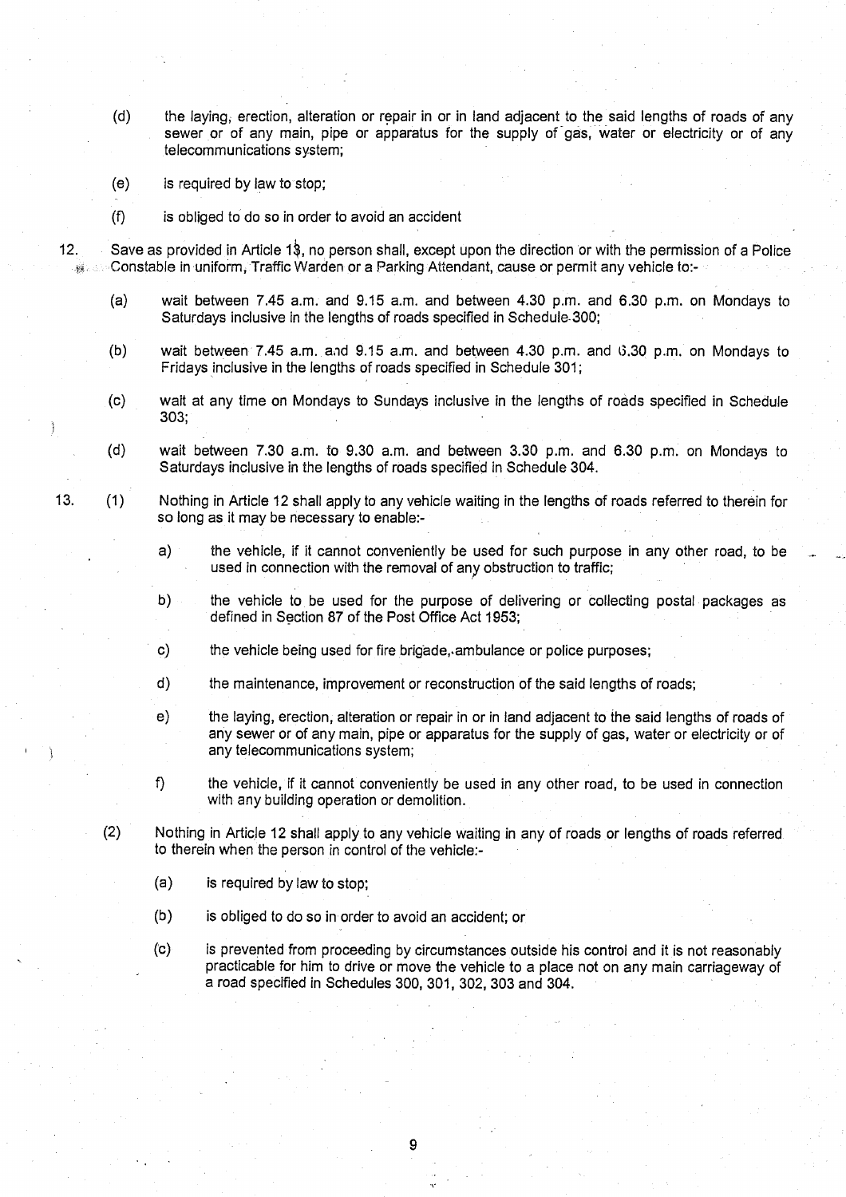(d) the laying, erection, alteration or repair in or in land adjacent to the said lengths of roads of any sewer or of any main, pipe or apparatus for the supply of gas, water or electricity or of any telecommunications system;

(e) is required by law to stop;

(f) is obliged to do so in order to avoid an accident

12. Save as provided in Article 13, no person shall, except upon the direction or with the permission of a Police Constable in uniform, Traffic Warden or a Parking Attendant, cause or permit any vehicle to:-

(a) wait between 7.45 a.m. and 9.15 a.m. and between 4.30 p.m. and 6.30 p.m. on Mondays to Saturdays inclusive in the lengths of roads specified in Schedule 300;

(b) wait between 7.45 a.m. and 9.15 a.m. and between 4.30 p.m. and 6.30 p.m. on Mondays to Fridays inclusive in the lengths of roads specified in Schedule 301;

(c) wait at any time on Mondays to Sundays inclusive in the lengths of roads specified in Schedule 303;

(d) wait between 7.30 a.m. to 9.30 a.m. and between 3.30 p.m. and 6.30 p.m. on Mondays to Saturdays inclusive in the lengths of roads specified in Schedule 304.

13. (1) Nothing in Article 12 shall apply to any vehicle waiting in the lengths of roads referred to therein for so long as it may be necessary to enable:-

a) the vehicle, if it cannot conveniently be used for such purpose in any other road, to be used in connection with the removal of any obstruction to traffic;

b) the vehicle to be used for the purpose of delivering or collecting postal packages as defined in Section 87 of the Post Office Act 1953;

c) the vehicle being used for fire brigade, ambulance or police purposes;

d) the maintenance, improvement or reconstruction of the said lengths of roads;

e) the laying, erection, alteration or repair in or in land adjacent to the said lengths of roads of any sewer or of any main, pipe or apparatus for the supply of gas, water or electricity or of any telecommunications system;

f) the vehicle, if it cannot conveniently be used in any other road, to be used in connection with any building operation or demolition.

(2) Nothing in Article 12 shall apply to any vehicle waiting in any of roads or lengths of roads referred to therein when the person in control of the vehicle:-

(a) is required by law to stop;

(b) is obliged to do so in order to avoid an accident; or

(c) is prevented from proceeding by circumstances outside his control and it is not reasonably practicable for him to drive or move the vehicle to a place not on any main carriageway of a road specified in Schedules 300, 301, 302, 303 and 304.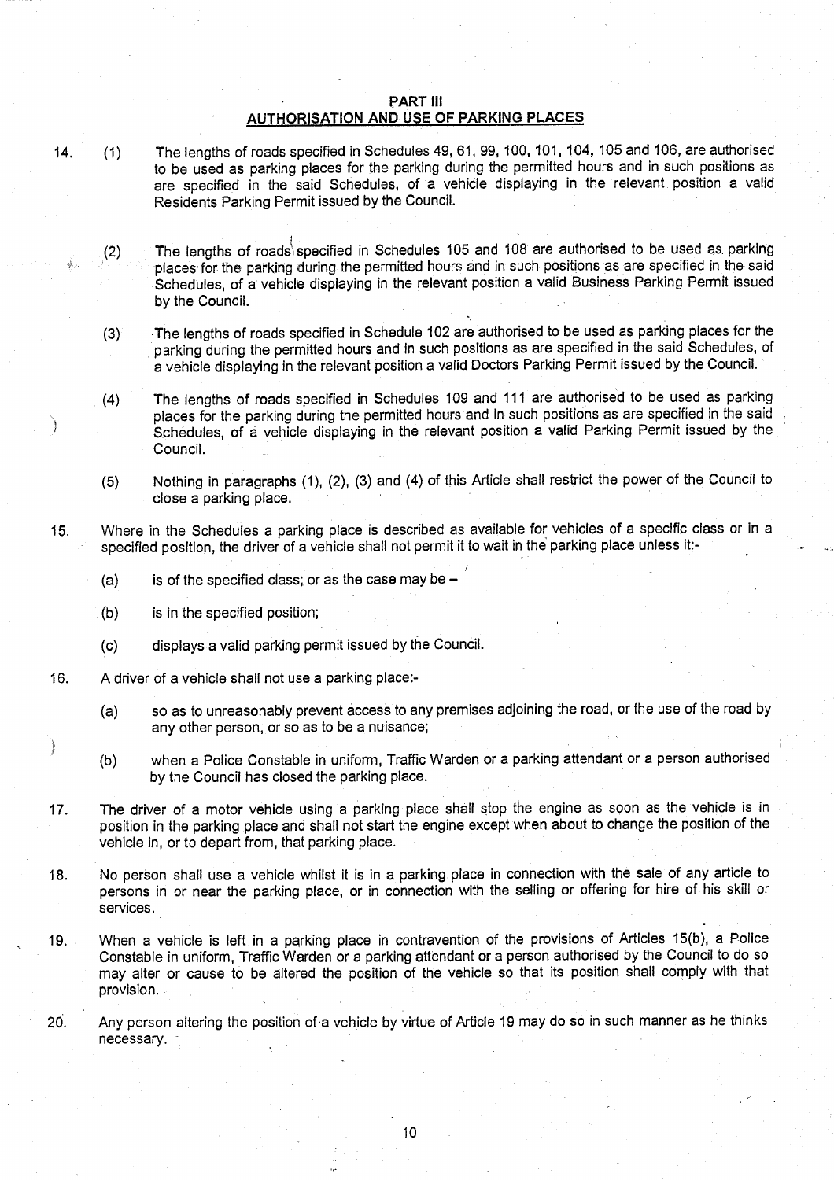## PART III
## AUTHORISATION AND USE OF PARKING PLACES

14. (1) The lengths of roads specified in Schedules 49, 61, 99, 100, 101, 104, 105 and 106, are authorised to be used as parking places for the parking during the permitted hours and in such positions as are specified in the said Schedules, of a vehicle displaying in the relevant position a valid Residents Parking Permit issued by the Council.

(2) The lengths of roads specified in Schedules 105 and 108 are authorised to be used as parking places for the parking during the permitted hours and in such positions as are specified in the said Schedules, of a vehicle displaying in the relevant position a valid Business Parking Permit issued by the Council.

(3) The lengths of roads specified in Schedule 102 are authorised to be used as parking places for the parking during the permitted hours and in such positions as are specified in the said Schedules, of a vehicle displaying in the relevant position a valid Doctors Parking Permit issued by the Council.

(4) The lengths of roads specified in Schedules 109 and 111 are authorised to be used as parking places for the parking during the permitted hours and in such positions as are specified in the said Schedules, of a vehicle displaying in the relevant position a valid Parking Permit issued by the Council.

(5) Nothing in paragraphs (1), (2), (3) and (4) of this Article shall restrict the power of the Council to close a parking place.

15. Where in the Schedules a parking place is described as available for vehicles of a specific class or in a specified position, the driver of a vehicle shall not permit it to wait in the parking place unless it:-

(a) is of the specified class; or as the case may be –

(b) is in the specified position;

(c) displays a valid parking permit issued by the Council.

16. A driver of a vehicle shall not use a parking place:-

(a) so as to unreasonably prevent access to any premises adjoining the road, or the use of the road by any other person, or so as to be a nuisance;

(b) when a Police Constable in uniform, Traffic Warden or a parking attendant or a person authorised by the Council has closed the parking place.

17. The driver of a motor vehicle using a parking place shall stop the engine as soon as the vehicle is in position in the parking place and shall not start the engine except when about to change the position of the vehicle in, or to depart from, that parking place.

18. No person shall use a vehicle whilst it is in a parking place in connection with the sale of any article to persons in or near the parking place, or in connection with the selling or offering for hire of his skill or services.

19. When a vehicle is left in a parking place in contravention of the provisions of Articles 15(b), a Police Constable in uniform, Traffic Warden or a parking attendant or a person authorised by the Council to do so may alter or cause to be altered the position of the vehicle so that its position shall comply with that provision.

20. Any person altering the position of a vehicle by virtue of Article 19 may do so in such manner as he thinks necessary.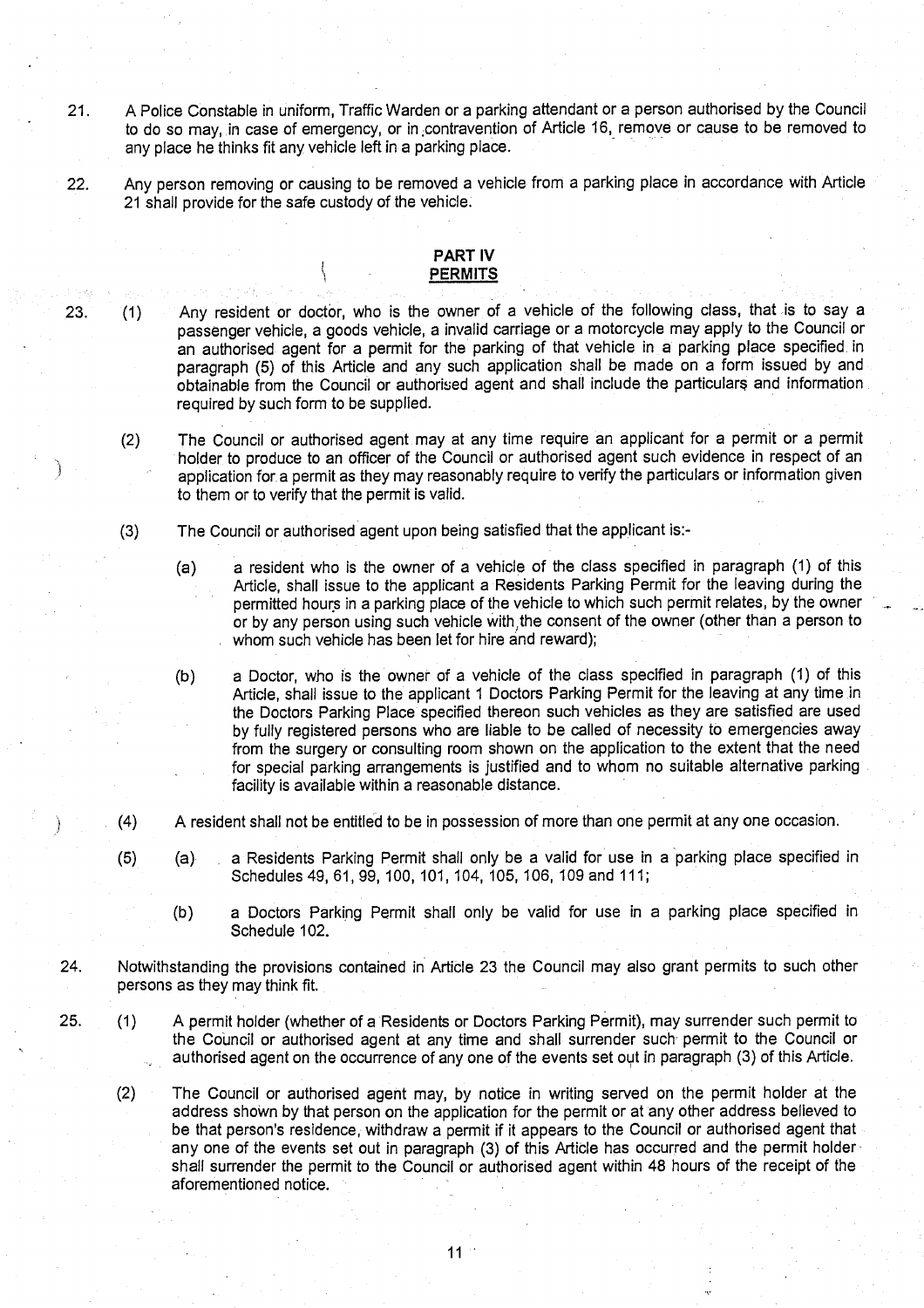21. A Police Constable in uniform, Traffic Warden or a parking attendant or a person authorised by the Council to do so may, in case of emergency, or in contravention of Article 16, remove or cause to be removed to any place he thinks fit any vehicle left in a parking place.

22. Any person removing or causing to be removed a vehicle from a parking place in accordance with Article 21 shall provide for the safe custody of the vehicle.

## PART IV
## PERMITS

23. (1) Any resident or doctor, who is the owner of a vehicle of the following class, that is to say a passenger vehicle, a goods vehicle, a invalid carriage or a motorcycle may apply to the Council or an authorised agent for a permit for the parking of that vehicle in a parking place specified in paragraph (5) of this Article and any such application shall be made on a form issued by and obtainable from the Council or authorised agent and shall include the particulars and information required by such form to be supplied.

(2) The Council or authorised agent may at any time require an applicant for a permit or a permit holder to produce to an officer of the Council or authorised agent such evidence in respect of an application for a permit as they may reasonably require to verify the particulars or information given to them or to verify that the permit is valid.

(3) The Council or authorised agent upon being satisfied that the applicant is:-

(a) a resident who is the owner of a vehicle of the class specified in paragraph (1) of this Article, shall issue to the applicant a Residents Parking Permit for the leaving during the permitted hours in a parking place of the vehicle to which such permit relates, by the owner or by any person using such vehicle with the consent of the owner (other than a person to whom such vehicle has been let for hire and reward);

(b) a Doctor, who is the owner of a vehicle of the class specified in paragraph (1) of this Article, shall issue to the applicant 1 Doctors Parking Permit for the leaving at any time in the Doctors Parking Place specified thereon such vehicles as they are satisfied are used by fully registered persons who are liable to be called of necessity to emergencies away from the surgery or consulting room shown on the application to the extent that the need for special parking arrangements is justified and to whom no suitable alternative parking facility is available within a reasonable distance.

(4) A resident shall not be entitled to be in possession of more than one permit at any one occasion.

(5) (a) a Residents Parking Permit shall only be a valid for use in a parking place specified in Schedules 49, 61, 99, 100, 101, 104, 105, 106, 109 and 111;

(b) a Doctors Parking Permit shall only be valid for use in a parking place specified in Schedule 102.

24. Notwithstanding the provisions contained in Article 23 the Council may also grant permits to such other persons as they may think fit.

25. (1) A permit holder (whether of a Residents or Doctors Parking Permit), may surrender such permit to the Council or authorised agent at any time and shall surrender such permit to the Council or authorised agent on the occurrence of any one of the events set out in paragraph (3) of this Article.

(2) The Council or authorised agent may, by notice in writing served on the permit holder at the address shown by that person on the application for the permit or at any other address believed to be that person's residence, withdraw a permit if it appears to the Council or authorised agent that any one of the events set out in paragraph (3) of this Article has occurred and the permit holder shall surrender the permit to the Council or authorised agent within 48 hours of the receipt of the aforementioned notice.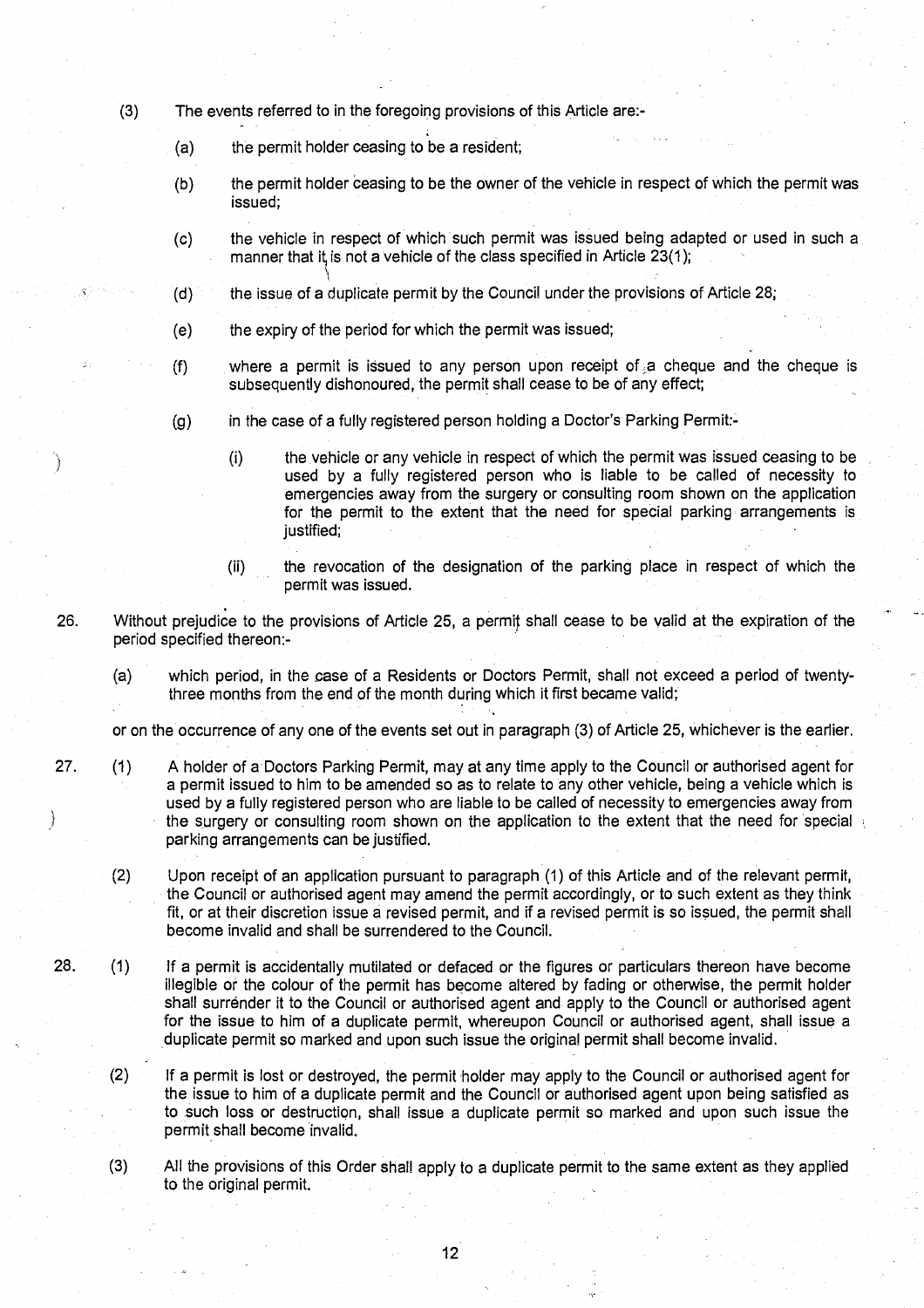(3) The events referred to in the foregoing provisions of this Article are:-

(a) the permit holder ceasing to be a resident;

(b) the permit holder ceasing to be the owner of the vehicle in respect of which the permit was issued;

(c) the vehicle in respect of which such permit was issued being adapted or used in such a manner that it is not a vehicle of the class specified in Article 23(1);

(d) the issue of a duplicate permit by the Council under the provisions of Article 28;

(e) the expiry of the period for which the permit was issued;

(f) where a permit is issued to any person upon receipt of a cheque and the cheque is subsequently dishonoured, the permit shall cease to be of any effect;

(g) in the case of a fully registered person holding a Doctor's Parking Permit:-

(i) the vehicle or any vehicle in respect of which the permit was issued ceasing to be used by a fully registered person who is liable to be called of necessity to emergencies away from the surgery or consulting room shown on the application for the permit to the extent that the need for special parking arrangements is justified;

(ii) the revocation of the designation of the parking place in respect of which the permit was issued.

26. Without prejudice to the provisions of Article 25, a permit shall cease to be valid at the expiration of the period specified thereon:-

(a) which period, in the case of a Residents or Doctors Permit, shall not exceed a period of twenty-three months from the end of the month during which it first became valid;

or on the occurrence of any one of the events set out in paragraph (3) of Article 25, whichever is the earlier.

27. (1) A holder of a Doctors Parking Permit, may at any time apply to the Council or authorised agent for a permit issued to him to be amended so as to relate to any other vehicle, being a vehicle which is used by a fully registered person who are liable to be called of necessity to emergencies away from the surgery or consulting room shown on the application to the extent that the need for special parking arrangements can be justified.

(2) Upon receipt of an application pursuant to paragraph (1) of this Article and of the relevant permit, the Council or authorised agent may amend the permit accordingly, or to such extent as they think fit, or at their discretion issue a revised permit, and if a revised permit is so issued, the permit shall become invalid and shall be surrendered to the Council.

28. (1) If a permit is accidentally mutilated or defaced or the figures or particulars thereon have become illegible or the colour of the permit has become altered by fading or otherwise, the permit holder shall surrender it to the Council or authorised agent and apply to the Council or authorised agent for the issue to him of a duplicate permit, whereupon Council or authorised agent, shall issue a duplicate permit so marked and upon such issue the original permit shall become invalid.

(2) If a permit is lost or destroyed, the permit holder may apply to the Council or authorised agent for the issue to him of a duplicate permit and the Council or authorised agent upon being satisfied as to such loss or destruction, shall issue a duplicate permit so marked and upon such issue the permit shall become invalid.

(3) All the provisions of this Order shall apply to a duplicate permit to the same extent as they applied to the original permit.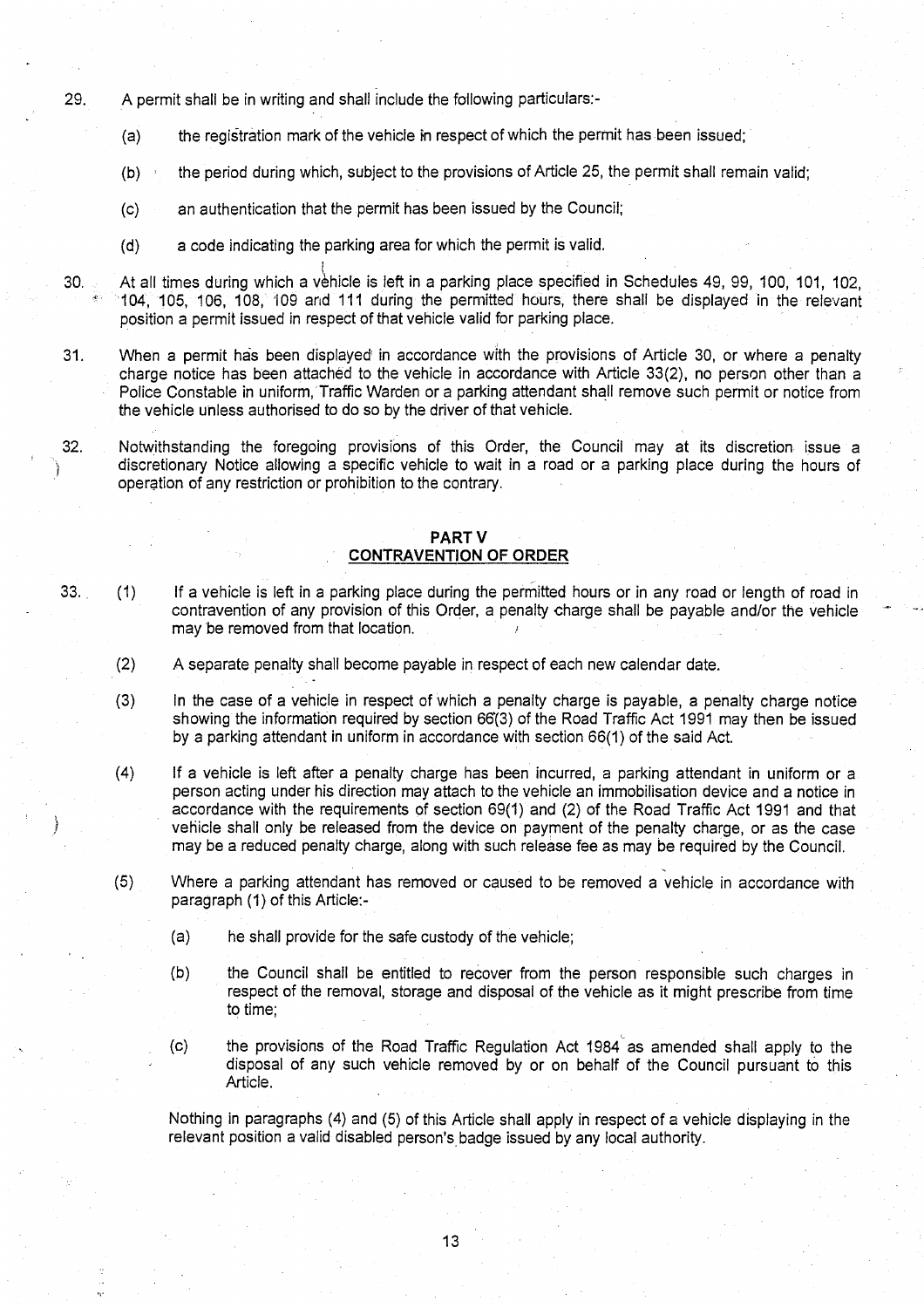29. A permit shall be in writing and shall include the following particulars:-

 (a) the registration mark of the vehicle in respect of which the permit has been issued;

 (b) the period during which, subject to the provisions of Article 25, the permit shall remain valid;

 (c) an authentication that the permit has been issued by the Council;

 (d) a code indicating the parking area for which the permit is valid.

30. At all times during which a vehicle is left in a parking place specified in Schedules 49, 99, 100, 101, 102, 104, 105, 106, 108, 109 and 111 during the permitted hours, there shall be displayed in the relevant position a permit issued in respect of that vehicle valid for parking place.

31. When a permit has been displayed in accordance with the provisions of Article 30, or where a penalty charge notice has been attached to the vehicle in accordance with Article 33(2), no person other than a Police Constable in uniform, Traffic Warden or a parking attendant shall remove such permit or notice from the vehicle unless authorised to do so by the driver of that vehicle.

32. Notwithstanding the foregoing provisions of this Order, the Council may at its discretion issue a discretionary Notice allowing a specific vehicle to wait in a road or a parking place during the hours of operation of any restriction or prohibition to the contrary.

## PART V
## CONTRAVENTION OF ORDER

33. (1) If a vehicle is left in a parking place during the permitted hours or in any road or length of road in contravention of any provision of this Order, a penalty charge shall be payable and/or the vehicle may be removed from that location.

 (2) A separate penalty shall become payable in respect of each new calendar date.

 (3) In the case of a vehicle in respect of which a penalty charge is payable, a penalty charge notice showing the information required by section 66(3) of the Road Traffic Act 1991 may then be issued by a parking attendant in uniform in accordance with section 66(1) of the said Act.

 (4) If a vehicle is left after a penalty charge has been incurred, a parking attendant in uniform or a person acting under his direction may attach to the vehicle an immobilisation device and a notice in accordance with the requirements of section 69(1) and (2) of the Road Traffic Act 1991 and that vehicle shall only be released from the device on payment of the penalty charge, or as the case may be a reduced penalty charge, along with such release fee as may be required by the Council.

 (5) Where a parking attendant has removed or caused to be removed a vehicle in accordance with paragraph (1) of this Article:-

  (a) he shall provide for the safe custody of the vehicle;

  (b) the Council shall be entitled to recover from the person responsible such charges in respect of the removal, storage and disposal of the vehicle as it might prescribe from time to time;

  (c) the provisions of the Road Traffic Regulation Act 1984 as amended shall apply to the disposal of any such vehicle removed by or on behalf of the Council pursuant to this Article.

 Nothing in paragraphs (4) and (5) of this Article shall apply in respect of a vehicle displaying in the relevant position a valid disabled person's badge issued by any local authority.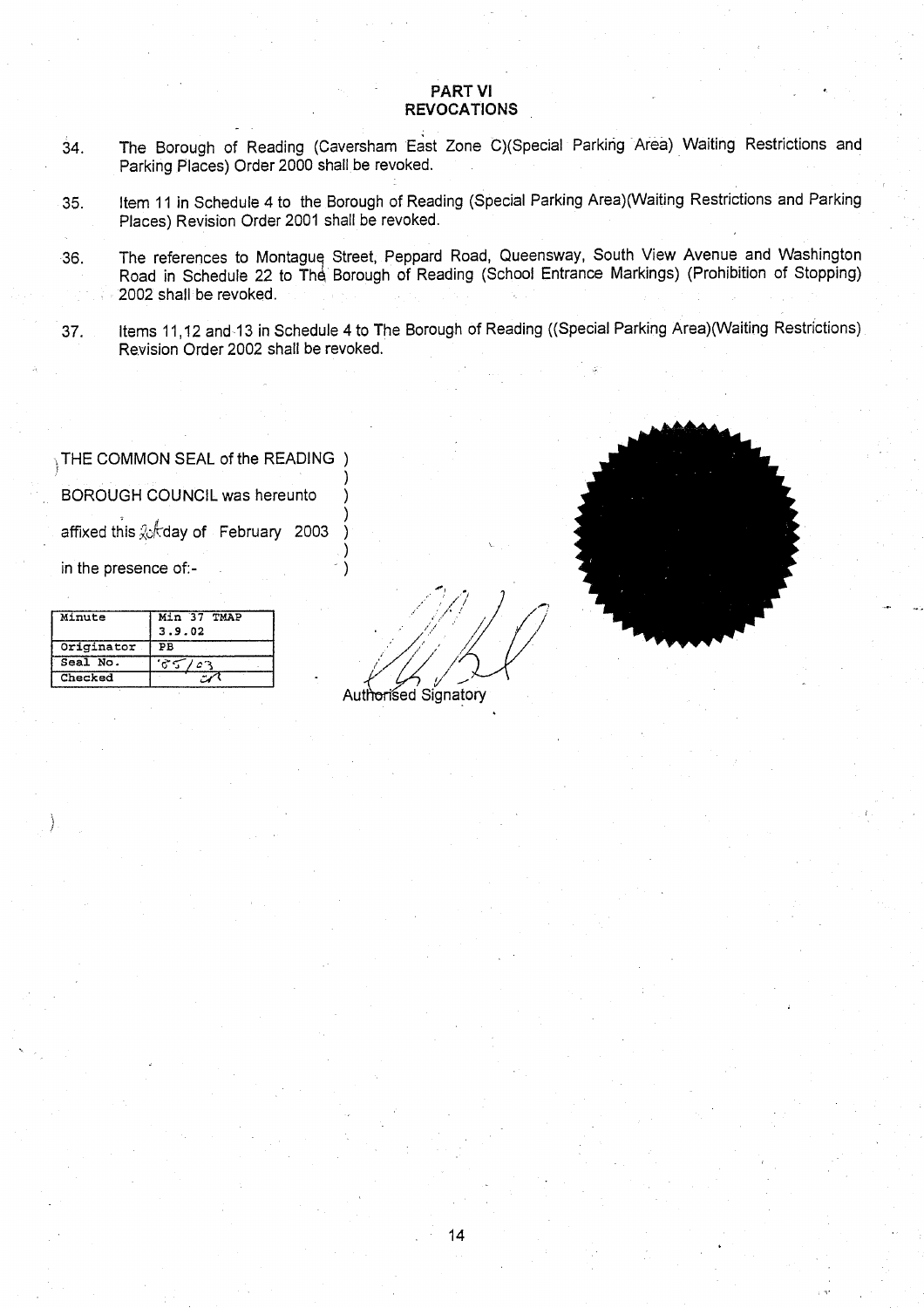## PART VI
## REVOCATIONS

34. The Borough of Reading (Caversham East Zone C)(Special Parking Area) Waiting Restrictions and Parking Places) Order 2000 shall be revoked.

35. Item 11 in Schedule 4 to the Borough of Reading (Special Parking Area)(Waiting Restrictions and Parking Places) Revision Order 2001 shall be revoked.

36. The references to Montague Street, Peppard Road, Queensway, South View Avenue and Washington Road in Schedule 22 to The Borough of Reading (School Entrance Markings) (Prohibition of Stopping) 2002 shall be revoked.

37. Items 11,12 and 13 in Schedule 4 to The Borough of Reading ((Special Parking Area)(Waiting Restrictions) Revision Order 2002 shall be revoked.

THE COMMON SEAL of the READING BOROUGH COUNCIL was hereunto affixed this 20th day of February 2003 in the presence of:-

| Minute | Min 37 TMAP 3.9.02 |
|---|---|
| Originator | PB |
| Seal No. | 85/03 |
| Checked | |

Authorised Signatory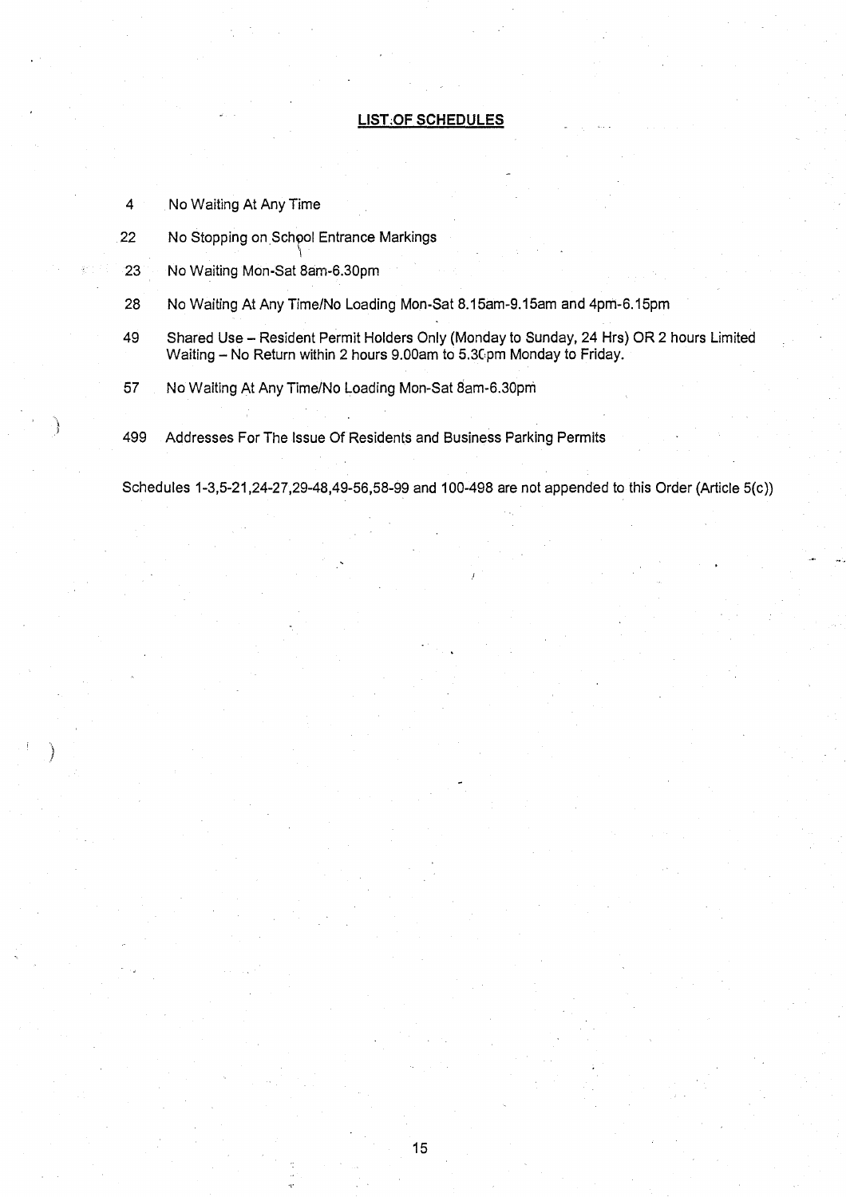## LIST OF SCHEDULES

| | |
|---|---|
| 4 | No Waiting At Any Time |
| 22 | No Stopping on School Entrance Markings |
| 23 | No Waiting Mon-Sat 8am-6.30pm |
| 28 | No Waiting At Any Time/No Loading Mon-Sat 8.15am-9.15am and 4pm-6.15pm |
| 49 | Shared Use – Resident Permit Holders Only (Monday to Sunday, 24 Hrs) OR 2 hours Limited Waiting – No Return within 2 hours 9.00am to 5.30pm Monday to Friday. |
| 57 | No Waiting At Any Time/No Loading Mon-Sat 8am-6.30pm |
| 499 | Addresses For The Issue Of Residents and Business Parking Permits |

Schedules 1-3,5-21,24-27,29-48,49-56,58-99 and 100-498 are not appended to this Order (Article 5(c))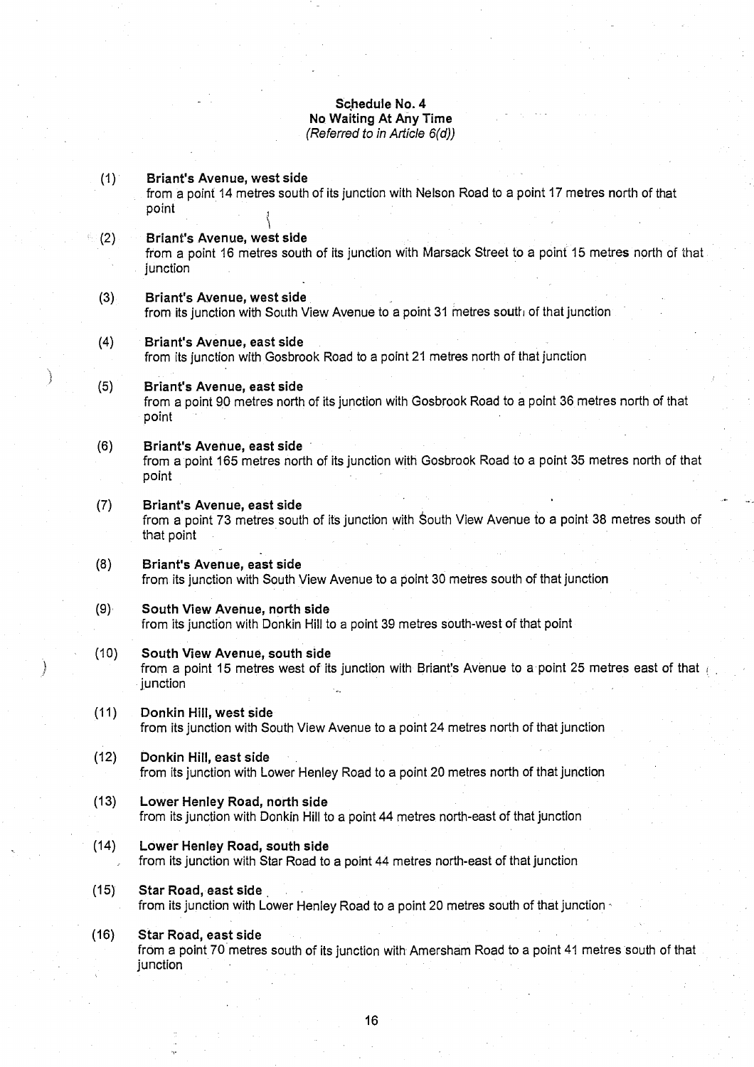## Schedule No. 4
## No Waiting At Any Time
*(Referred to in Article 6(d))*

(1) **Briant's Avenue, west side**
from a point 14 metres south of its junction with Nelson Road to a point 17 metres north of that point

(2) **Briant's Avenue, west side**
from a point 16 metres south of its junction with Marsack Street to a point 15 metres north of that junction

(3) **Briant's Avenue, west side**
from its junction with South View Avenue to a point 31 metres south of that junction

(4) **Briant's Avenue, east side**
from its junction with Gosbrook Road to a point 21 metres north of that junction

(5) **Briant's Avenue, east side**
from a point 90 metres north of its junction with Gosbrook Road to a point 36 metres north of that point

(6) **Briant's Avenue, east side**
from a point 165 metres north of its junction with Gosbrook Road to a point 35 metres north of that point

(7) **Briant's Avenue, east side**
from a point 73 metres south of its junction with South View Avenue to a point 38 metres south of that point

(8) **Briant's Avenue, east side**
from its junction with South View Avenue to a point 30 metres south of that junction

(9) **South View Avenue, north side**
from its junction with Donkin Hill to a point 39 metres south-west of that point

(10) **South View Avenue, south side**
from a point 15 metres west of its junction with Briant's Avenue to a point 25 metres east of that junction

(11) **Donkin Hill, west side**
from its junction with South View Avenue to a point 24 metres north of that junction

(12) **Donkin Hill, east side**
from its junction with Lower Henley Road to a point 20 metres north of that junction

(13) **Lower Henley Road, north side**
from its junction with Donkin Hill to a point 44 metres north-east of that junction

(14) **Lower Henley Road, south side**
from its junction with Star Road to a point 44 metres north-east of that junction

(15) **Star Road, east side**
from its junction with Lower Henley Road to a point 20 metres south of that junction

(16) **Star Road, east side**
from a point 70 metres south of its junction with Amersham Road to a point 41 metres south of that junction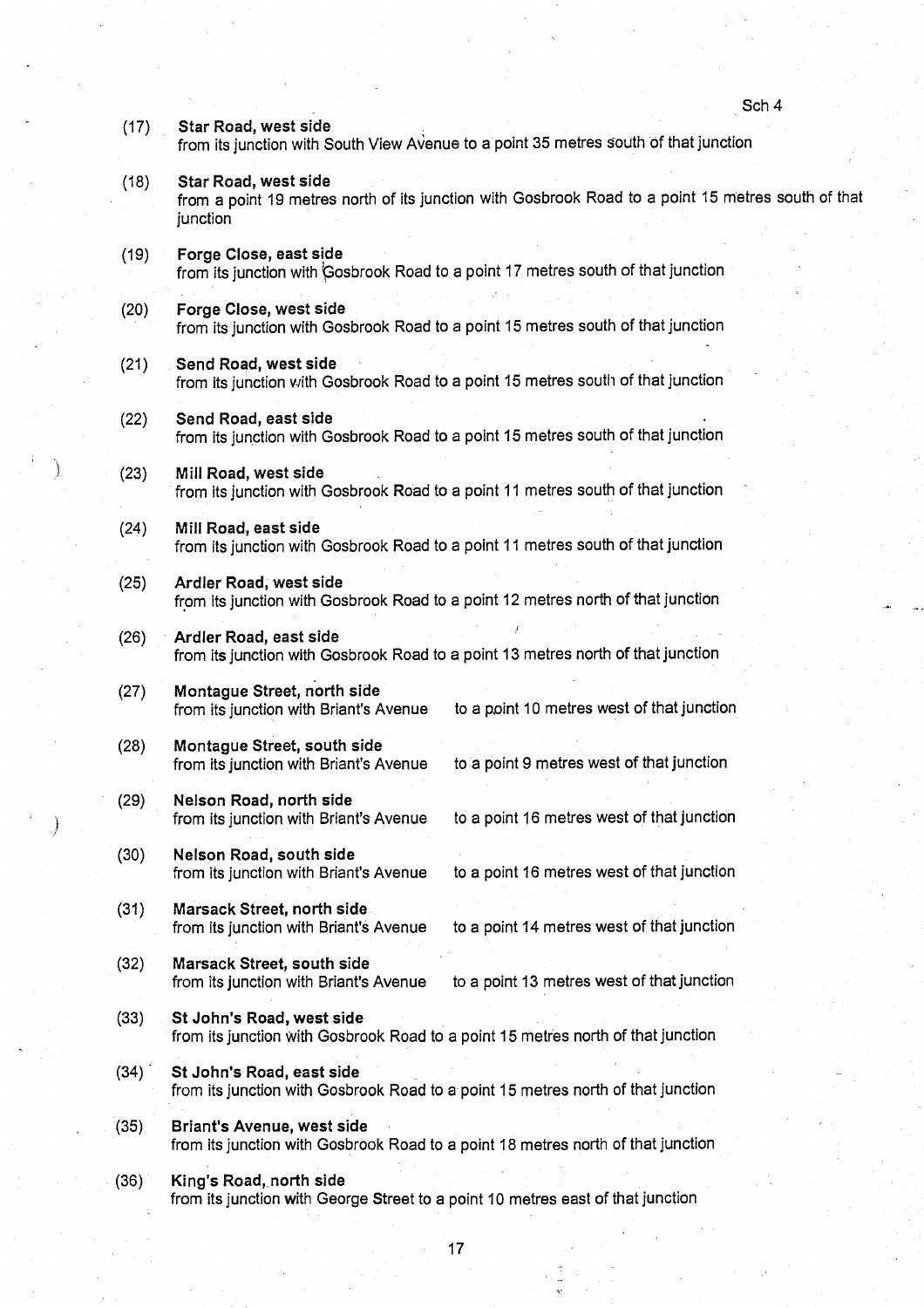(17) **Star Road, west side**
from its junction with South View Avenue to a point 35 metres south of that junction

(18) **Star Road, west side**
from a point 19 metres north of its junction with Gosbrook Road to a point 15 metres south of that junction

(19) **Forge Close, east side**
from its junction with Gosbrook Road to a point 17 metres south of that junction

(20) **Forge Close, west side**
from its junction with Gosbrook Road to a point 15 metres south of that junction

(21) **Send Road, west side**
from its junction with Gosbrook Road to a point 15 metres south of that junction

(22) **Send Road, east side**
from its junction with Gosbrook Road to a point 15 metres south of that junction

(23) **Mill Road, west side**
from its junction with Gosbrook Road to a point 11 metres south of that junction

(24) **Mill Road, east side**
from its junction with Gosbrook Road to a point 11 metres south of that junction

(25) **Ardler Road, west side**
from its junction with Gosbrook Road to a point 12 metres north of that junction

(26) **Ardler Road, east side**
from its junction with Gosbrook Road to a point 13 metres north of that junction

(27) **Montague Street, north side**
from its junction with Briant's Avenue to a point 10 metres west of that junction

(28) **Montague Street, south side**
from its junction with Briant's Avenue to a point 9 metres west of that junction

(29) **Nelson Road, north side**
from its junction with Briant's Avenue to a point 16 metres west of that junction

(30) **Nelson Road, south side**
from its junction with Briant's Avenue to a point 16 metres west of that junction

(31) **Marsack Street, north side**
from its junction with Briant's Avenue to a point 14 metres west of that junction

(32) **Marsack Street, south side**
from its junction with Briant's Avenue to a point 13 metres west of that junction

(33) **St John's Road, west side**
from its junction with Gosbrook Road to a point 15 metres north of that junction

(34) **St John's Road, east side**
from its junction with Gosbrook Road to a point 15 metres north of that junction

(35) **Briant's Avenue, west side**
from its junction with Gosbrook Road to a point 18 metres north of that junction

(36) **King's Road, north side**
from its junction with George Street to a point 10 metres east of that junction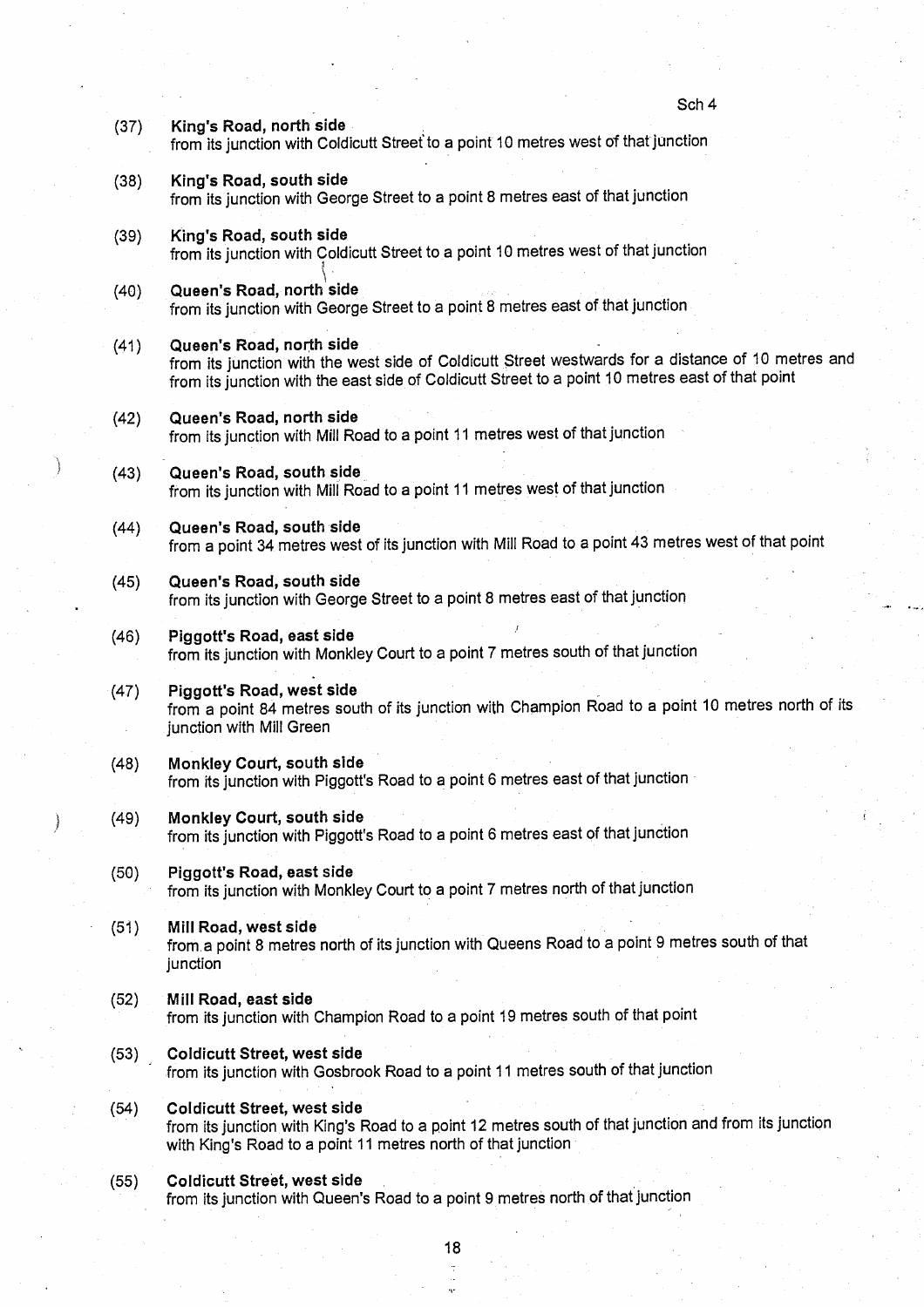(37) **King's Road, north side**
from its junction with Coldicutt Street to a point 10 metres west of that junction

(38) **King's Road, south side**
from its junction with George Street to a point 8 metres east of that junction

(39) **King's Road, south side**
from its junction with Coldicutt Street to a point 10 metres west of that junction

(40) **Queen's Road, north side**
from its junction with George Street to a point 8 metres east of that junction

(41) **Queen's Road, north side**
from its junction with the west side of Coldicutt Street westwards for a distance of 10 metres and from its junction with the east side of Coldicutt Street to a point 10 metres east of that point

(42) **Queen's Road, north side**
from its junction with Mill Road to a point 11 metres west of that junction

(43) **Queen's Road, south side**
from its junction with Mill Road to a point 11 metres west of that junction

(44) **Queen's Road, south side**
from a point 34 metres west of its junction with Mill Road to a point 43 metres west of that point

(45) **Queen's Road, south side**
from its junction with George Street to a point 8 metres east of that junction

(46) **Piggott's Road, east side**
from its junction with Monkley Court to a point 7 metres south of that junction

(47) **Piggott's Road, west side**
from a point 84 metres south of its junction with Champion Road to a point 10 metres north of its junction with Mill Green

(48) **Monkley Court, south side**
from its junction with Piggott's Road to a point 6 metres east of that junction

(49) **Monkley Court, south side**
from its junction with Piggott's Road to a point 6 metres east of that junction

(50) **Piggott's Road, east side**
from its junction with Monkley Court to a point 7 metres north of that junction

(51) **Mill Road, west side**
from a point 8 metres north of its junction with Queens Road to a point 9 metres south of that junction

(52) **Mill Road, east side**
from its junction with Champion Road to a point 19 metres south of that point

(53) **Coldicutt Street, west side**
from its junction with Gosbrook Road to a point 11 metres south of that junction

(54) **Coldicutt Street, west side**
from its junction with King's Road to a point 12 metres south of that junction and from its junction with King's Road to a point 11 metres north of that junction

(55) **Coldicutt Street, west side**
from its junction with Queen's Road to a point 9 metres north of that junction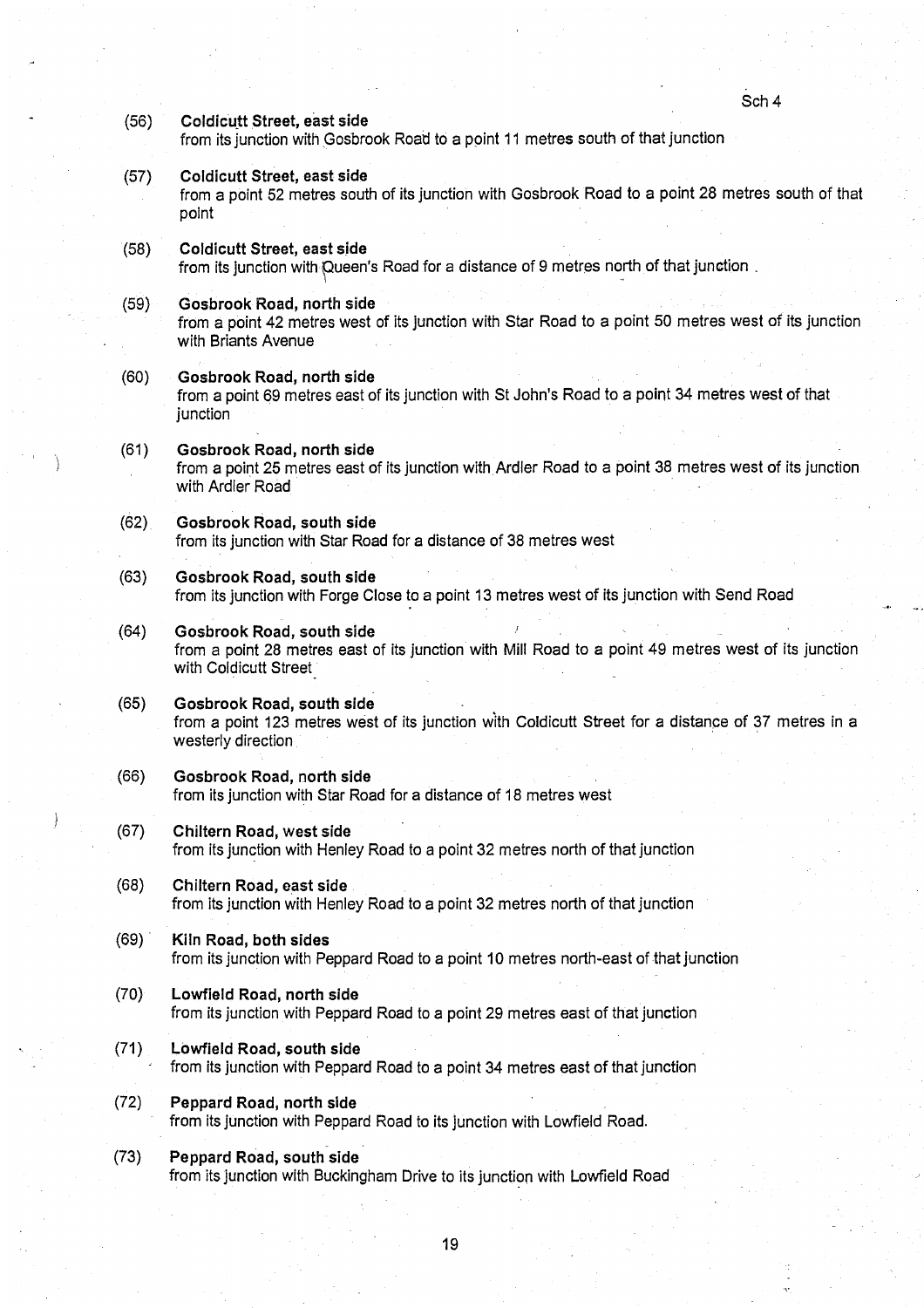(56) **Coldicutt Street, east side**
from its junction with Gosbrook Road to a point 11 metres south of that junction

(57) **Coldicutt Street, east side**
from a point 52 metres south of its junction with Gosbrook Road to a point 28 metres south of that point

(58) **Coldicutt Street, east side**
from its junction with Queen's Road for a distance of 9 metres north of that junction .

(59) **Gosbrook Road, north side**
from a point 42 metres west of its junction with Star Road to a point 50 metres west of its junction with Briants Avenue

(60) **Gosbrook Road, north side**
from a point 69 metres east of its junction with St John's Road to a point 34 metres west of that junction

(61) **Gosbrook Road, north side**
from a point 25 metres east of its junction with Ardler Road to a point 38 metres west of its junction with Ardler Road

(62) **Gosbrook Road, south side**
from its junction with Star Road for a distance of 38 metres west

(63) **Gosbrook Road, south side**
from its junction with Forge Close to a point 13 metres west of its junction with Send Road

(64) **Gosbrook Road, south side**
from a point 28 metres east of its junction with Mill Road to a point 49 metres west of its junction with Coldicutt Street

(65) **Gosbrook Road, south side**
from a point 123 metres west of its junction with Coldicutt Street for a distance of 37 metres in a westerly direction

(66) **Gosbrook Road, north side**
from its junction with Star Road for a distance of 18 metres west

(67) **Chiltern Road, west side**
from its junction with Henley Road to a point 32 metres north of that junction

(68) **Chiltern Road, east side**
from its junction with Henley Road to a point 32 metres north of that junction

(69) **Kiln Road, both sides**
from its junction with Peppard Road to a point 10 metres north-east of that junction

(70) **Lowfield Road, north side**
from its junction with Peppard Road to a point 29 metres east of that junction

(71) **Lowfield Road, south side**
from its junction with Peppard Road to a point 34 metres east of that junction

(72) **Peppard Road, north side**
from its junction with Peppard Road to its junction with Lowfield Road.

(73) **Peppard Road, south side**
from its junction with Buckingham Drive to its junction with Lowfield Road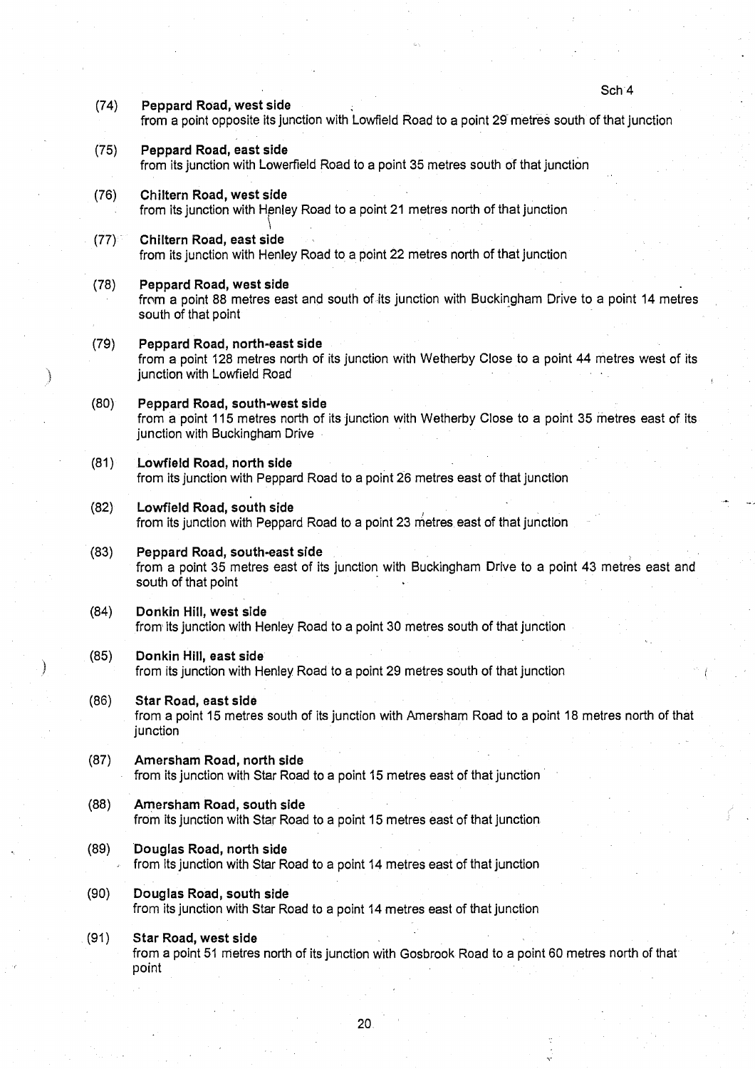(74) **Peppard Road, west side**
from a point opposite its junction with Lowfield Road to a point 29 metres south of that junction

(75) **Peppard Road, east side**
from its junction with Lowerfield Road to a point 35 metres south of that junction

(76) **Chiltern Road, west side**
from its junction with Henley Road to a point 21 metres north of that junction

(77) **Chiltern Road, east side**
from its junction with Henley Road to a point 22 metres north of that junction

(78) **Peppard Road, west side**
from a point 88 metres east and south of its junction with Buckingham Drive to a point 14 metres south of that point

(79) **Peppard Road, north-east side**
from a point 128 metres north of its junction with Wetherby Close to a point 44 metres west of its junction with Lowfield Road

(80) **Peppard Road, south-west side**
from a point 115 metres north of its junction with Wetherby Close to a point 35 metres east of its junction with Buckingham Drive

(81) **Lowfield Road, north side**
from its junction with Peppard Road to a point 26 metres east of that junction

(82) **Lowfield Road, south side**
from its junction with Peppard Road to a point 23 metres east of that junction

(83) **Peppard Road, south-east side**
from a point 35 metres east of its junction with Buckingham Drive to a point 43 metres east and south of that point

(84) **Donkin Hill, west side**
from its junction with Henley Road to a point 30 metres south of that junction

(85) **Donkin Hill, east side**
from its junction with Henley Road to a point 29 metres south of that junction

(86) **Star Road, east side**
from a point 15 metres south of its junction with Amersham Road to a point 18 metres north of that junction

(87) **Amersham Road, north side**
from its junction with Star Road to a point 15 metres east of that junction

(88) **Amersham Road, south side**
from its junction with Star Road to a point 15 metres east of that junction

(89) **Douglas Road, north side**
from its junction with Star Road to a point 14 metres east of that junction

(90) **Douglas Road, south side**
from its junction with Star Road to a point 14 metres east of that junction

(91) **Star Road, west side**
from a point 51 metres north of its junction with Gosbrook Road to a point 60 metres north of that point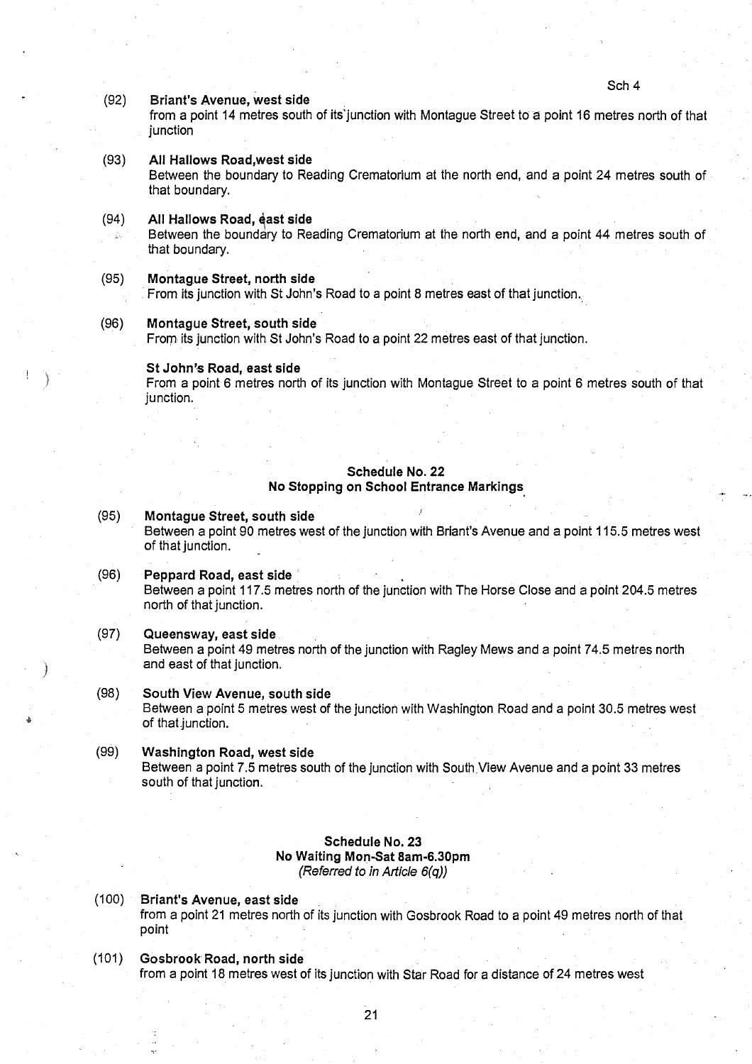(92) **Briant's Avenue, west side**
from a point 14 metres south of its junction with Montague Street to a point 16 metres north of that junction

(93) **All Hallows Road,west side**
Between the boundary to Reading Crematorium at the north end, and a point 24 metres south of that boundary.

(94) **All Hallows Road, east side**
Between the boundary to Reading Crematorium at the north end, and a point 44 metres south of that boundary.

(95) **Montague Street, north side**
From its junction with St John's Road to a point 8 metres east of that junction.

(96) **Montague Street, south side**
From its junction with St John's Road to a point 22 metres east of that junction.

**St John's Road, east side**
From a point 6 metres north of its junction with Montague Street to a point 6 metres south of that junction.

## Schedule No. 22
## No Stopping on School Entrance Markings

(95) **Montague Street, south side**
Between a point 90 metres west of the junction with Briant's Avenue and a point 115.5 metres west of that junction.

(96) **Peppard Road, east side**
Between a point 117.5 metres north of the junction with The Horse Close and a point 204.5 metres north of that junction.

(97) **Queensway, east side**
Between a point 49 metres north of the junction with Ragley Mews and a point 74.5 metres north and east of that junction.

(98) **South View Avenue, south side**
Between a point 5 metres west of the junction with Washington Road and a point 30.5 metres west of that junction.

(99) **Washington Road, west side**
Between a point 7.5 metres south of the junction with South View Avenue and a point 33 metres south of that junction.

## Schedule No. 23
## No Waiting Mon-Sat 8am-6.30pm
*(Referred to in Article 6(q))*

(100) **Briant's Avenue, east side**
from a point 21 metres north of its junction with Gosbrook Road to a point 49 metres north of that point

(101) **Gosbrook Road, north side**
from a point 18 metres west of its junction with Star Road for a distance of 24 metres west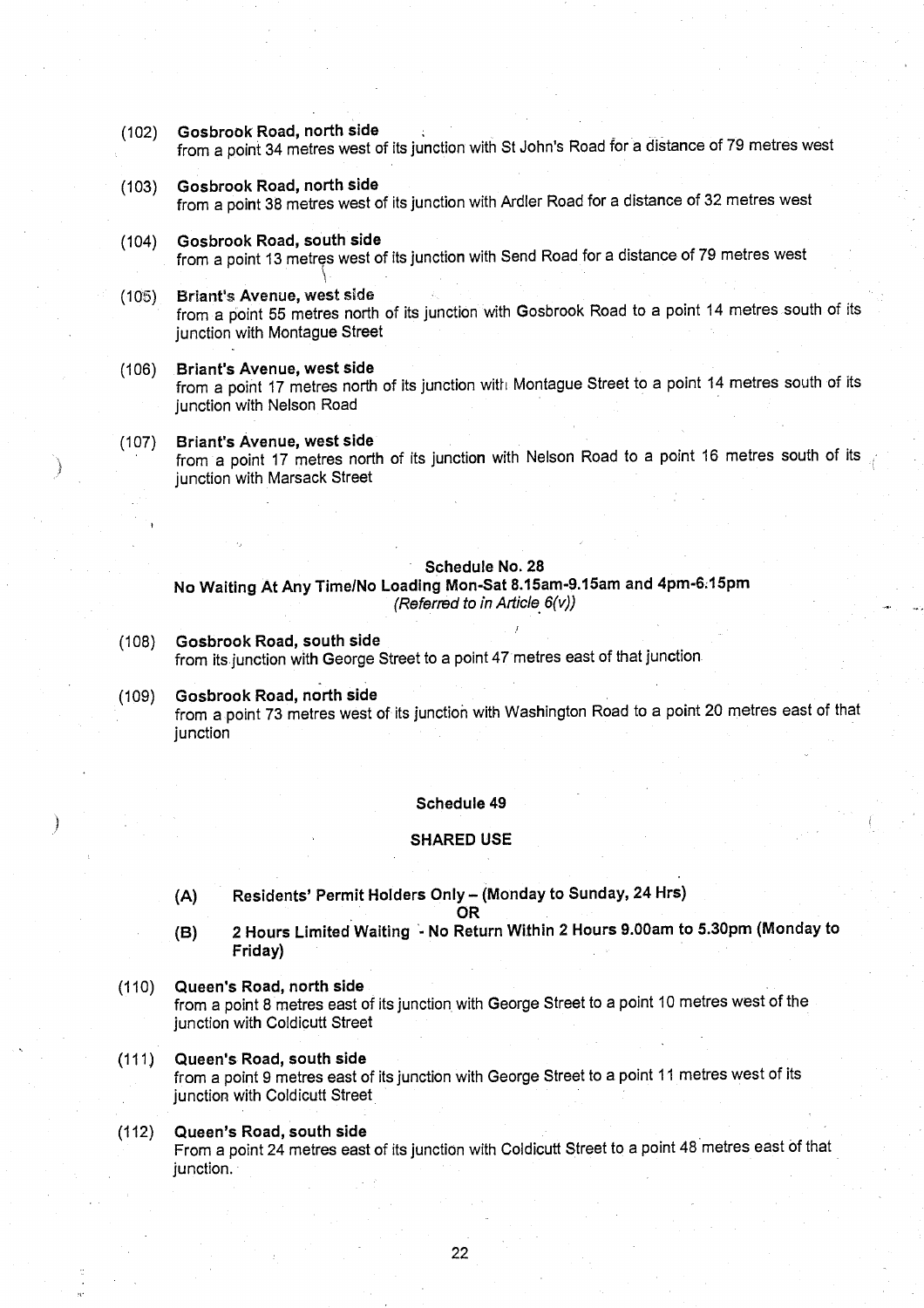(102) **Gosbrook Road, north side**
from a point 34 metres west of its junction with St John's Road for a distance of 79 metres west

(103) **Gosbrook Road, north side**
from a point 38 metres west of its junction with Ardler Road for a distance of 32 metres west

(104) **Gosbrook Road, south side**
from a point 13 metres west of its junction with Send Road for a distance of 79 metres west

(105) **Briant's Avenue, west side**
from a point 55 metres north of its junction with Gosbrook Road to a point 14 metres south of its junction with Montague Street

(106) **Briant's Avenue, west side**
from a point 17 metres north of its junction with Montague Street to a point 14 metres south of its junction with Nelson Road

(107) **Briant's Avenue, west side**
from a point 17 metres north of its junction with Nelson Road to a point 16 metres south of its junction with Marsack Street

## Schedule No. 28

### No Waiting At Any Time/No Loading Mon-Sat 8.15am-9.15am and 4pm-6.15pm

*(Referred to in Article 6(v))*

(108) **Gosbrook Road, south side**
from its junction with George Street to a point 47 metres east of that junction

(109) **Gosbrook Road, north side**
from a point 73 metres west of its junction with Washington Road to a point 20 metres east of that junction

## Schedule 49

### SHARED USE

**(A) Residents' Permit Holders Only – (Monday to Sunday, 24 Hrs)**

**OR**

**(B) 2 Hours Limited Waiting - No Return Within 2 Hours 9.00am to 5.30pm (Monday to Friday)**

(110) **Queen's Road, north side**
from a point 8 metres east of its junction with George Street to a point 10 metres west of the junction with Coldicutt Street

(111) **Queen's Road, south side**
from a point 9 metres east of its junction with George Street to a point 11 metres west of its junction with Coldicutt Street

(112) **Queen's Road, south side**
From a point 24 metres east of its junction with Coldicutt Street to a point 48 metres east of that junction.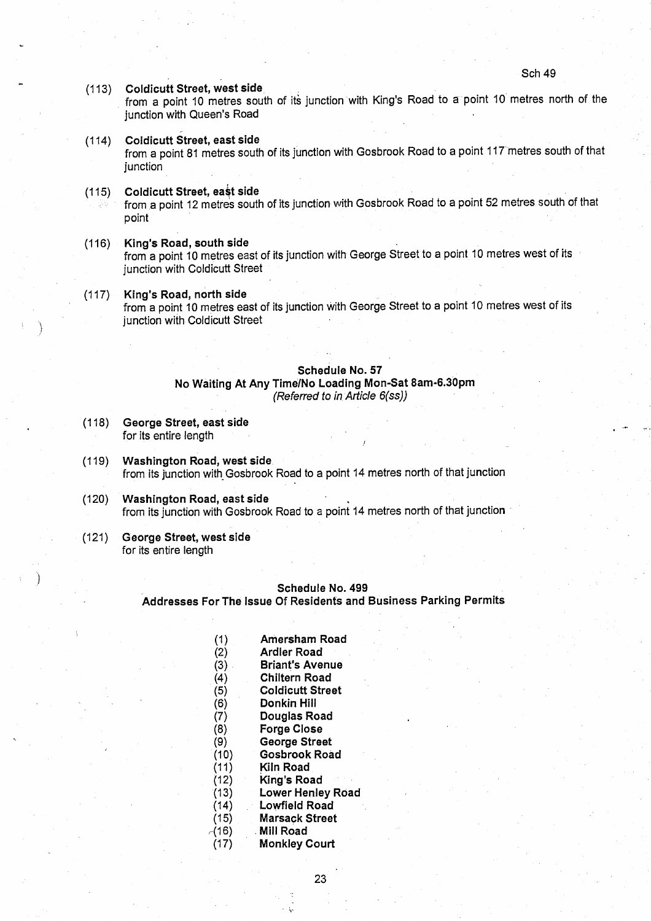(113) **Coldicutt Street, west side**
from a point 10 metres south of its junction with King's Road to a point 10 metres north of the junction with Queen's Road

(114) **Coldicutt Street, east side**
from a point 81 metres south of its junction with Gosbrook Road to a point 117 metres south of that junction

(115) **Coldicutt Street, east side**
from a point 12 metres south of its junction with Gosbrook Road to a point 52 metres south of that point

(116) **King's Road, south side**
from a point 10 metres east of its junction with George Street to a point 10 metres west of its junction with Coldicutt Street

(117) **King's Road, north side**
from a point 10 metres east of its junction with George Street to a point 10 metres west of its junction with Coldicutt Street

## Schedule No. 57
## No Waiting At Any Time/No Loading Mon-Sat 8am-6.30pm
*(Referred to in Article 6(ss))*

(118) **George Street, east side**
for its entire length

(119) **Washington Road, west side**
from its junction with Gosbrook Road to a point 14 metres north of that junction

(120) **Washington Road, east side**
from its junction with Gosbrook Road to a point 14 metres north of that junction

(121) **George Street, west side**
for its entire length

## Schedule No. 499
## Addresses For The Issue Of Residents and Business Parking Permits

(1) **Amersham Road**
(2) **Ardler Road**
(3) **Briant's Avenue**
(4) **Chiltern Road**
(5) **Coldicutt Street**
(6) **Donkin Hill**
(7) **Douglas Road**
(8) **Forge Close**
(9) **George Street**
(10) **Gosbrook Road**
(11) **Kiln Road**
(12) **King's Road**
(13) **Lower Henley Road**
(14) **Lowfield Road**
(15) **Marsack Street**
(16) **Mill Road**
(17) **Monkley Court**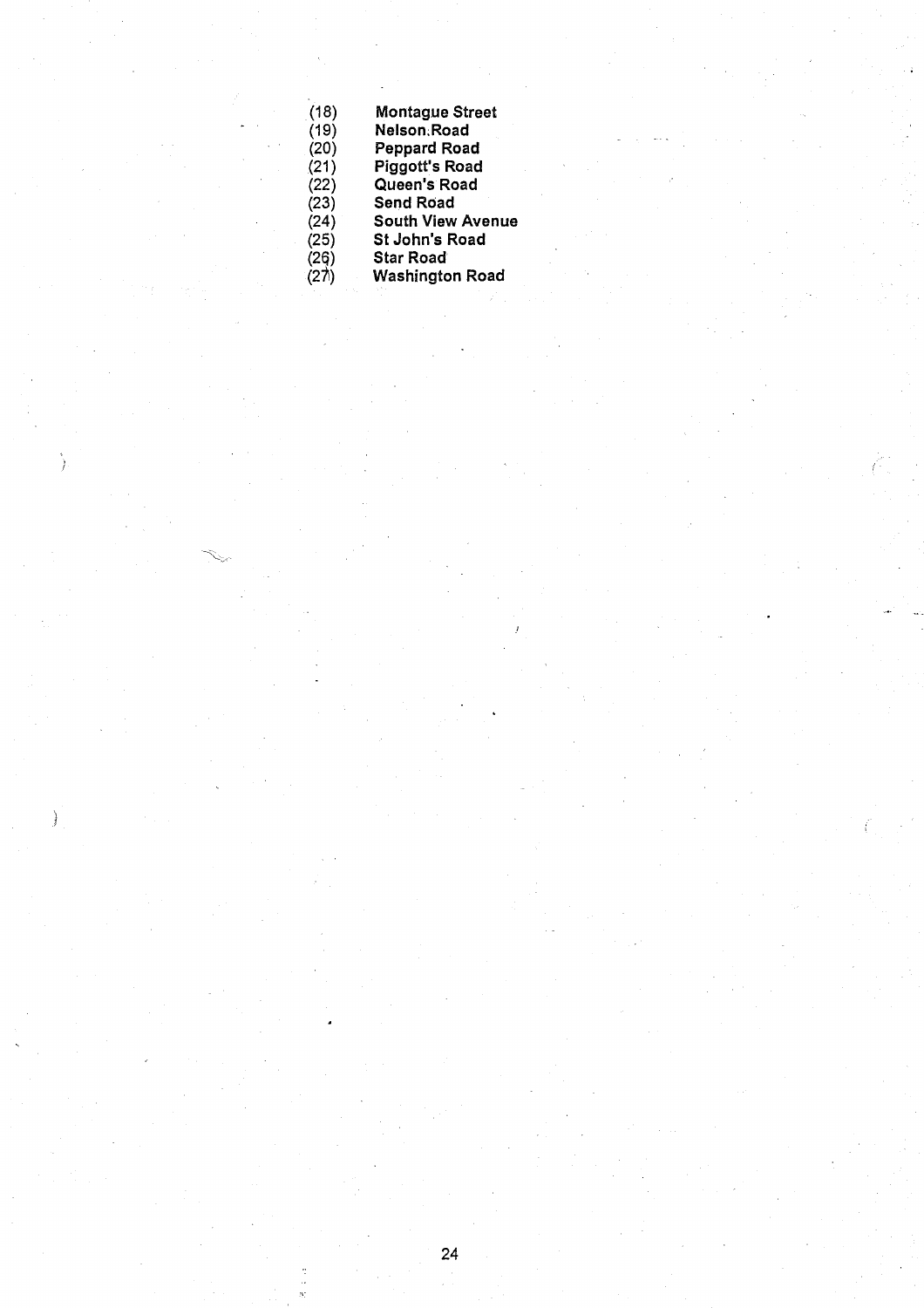(18) **Montague Street**
(19) **Nelson Road**
(20) **Peppard Road**
(21) **Piggott's Road**
(22) **Queen's Road**
(23) **Send Road**
(24) **South View Avenue**
(25) **St John's Road**
(26) **Star Road**
(27) **Washington Road**